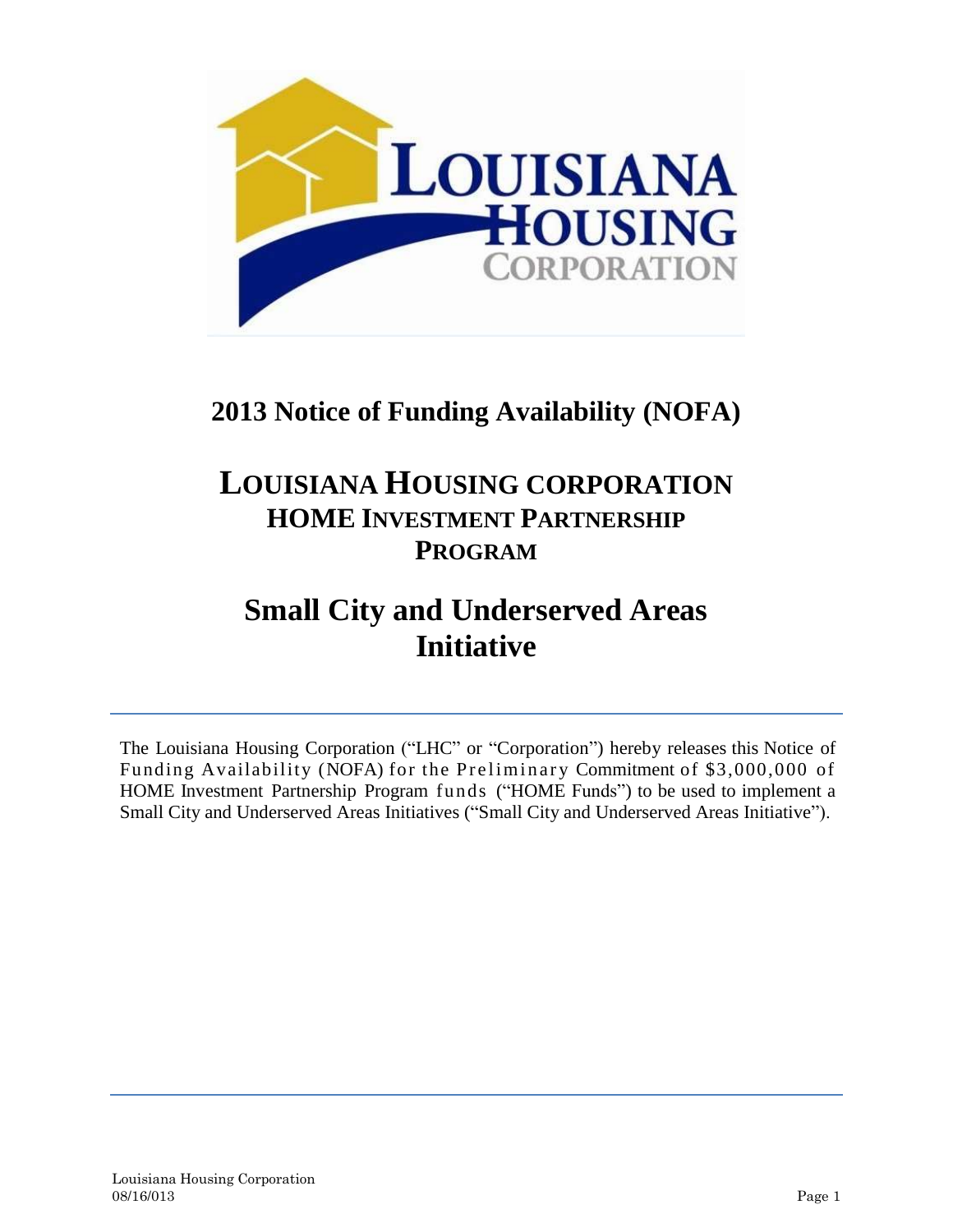# 2013 Notice of Funding Availability (NOFA)

# LOUISIANA HOUSING CORPORATION
## HOME INVESTMENT PARTNERSHIP PROGRAM

# Small City and Underserved Areas Initiative

The Louisiana Housing Corporation ("LHC" or "Corporation") hereby releases this Notice of Funding Availability (NOFA) for the Preliminary Commitment of $3,000,000 of HOME Investment Partnership Program funds ("HOME Funds") to be used to implement a Small City and Underserved Areas Initiatives ("Small City and Underserved Areas Initiative").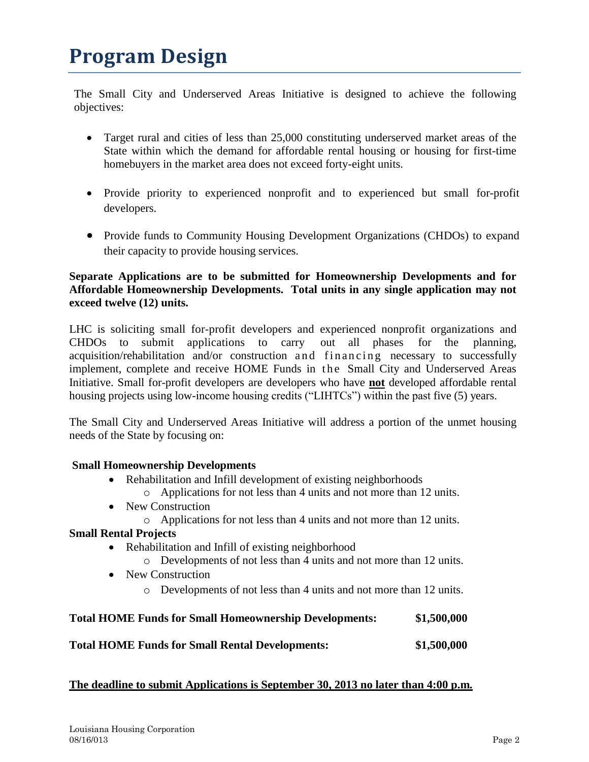# Program Design

The Small City and Underserved Areas Initiative is designed to achieve the following objectives:

- Target rural and cities of less than 25,000 constituting underserved market areas of the State within which the demand for affordable rental housing or housing for first-time homebuyers in the market area does not exceed forty-eight units.
- Provide priority to experienced nonprofit and to experienced but small for-profit developers.
- Provide funds to Community Housing Development Organizations (CHDOs) to expand their capacity to provide housing services.

**Separate Applications are to be submitted for Homeownership Developments and for Affordable Homeownership Developments. Total units in any single application may not exceed twelve (12) units.**

LHC is soliciting small for-profit developers and experienced nonprofit organizations and CHDOs to submit applications to carry out all phases for the planning, acquisition/rehabilitation and/or construction and financing necessary to successfully implement, complete and receive HOME Funds in the Small City and Underserved Areas Initiative. Small for-profit developers are developers who have **not** developed affordable rental housing projects using low-income housing credits ("LIHTCs") within the past five (5) years.

The Small City and Underserved Areas Initiative will address a portion of the unmet housing needs of the State by focusing on:

**Small Homeownership Developments**

- Rehabilitation and Infill development of existing neighborhoods
  - Applications for not less than 4 units and not more than 12 units.
- New Construction
  - Applications for not less than 4 units and not more than 12 units.

**Small Rental Projects**

- Rehabilitation and Infill of existing neighborhood
  - Developments of not less than 4 units and not more than 12 units.
- New Construction
  - Developments of not less than 4 units and not more than 12 units.

**Total HOME Funds for Small Homeownership Developments: $1,500,000**

**Total HOME Funds for Small Rental Developments: $1,500,000**

**The deadline to submit Applications is September 30, 2013 no later than 4:00 p.m.**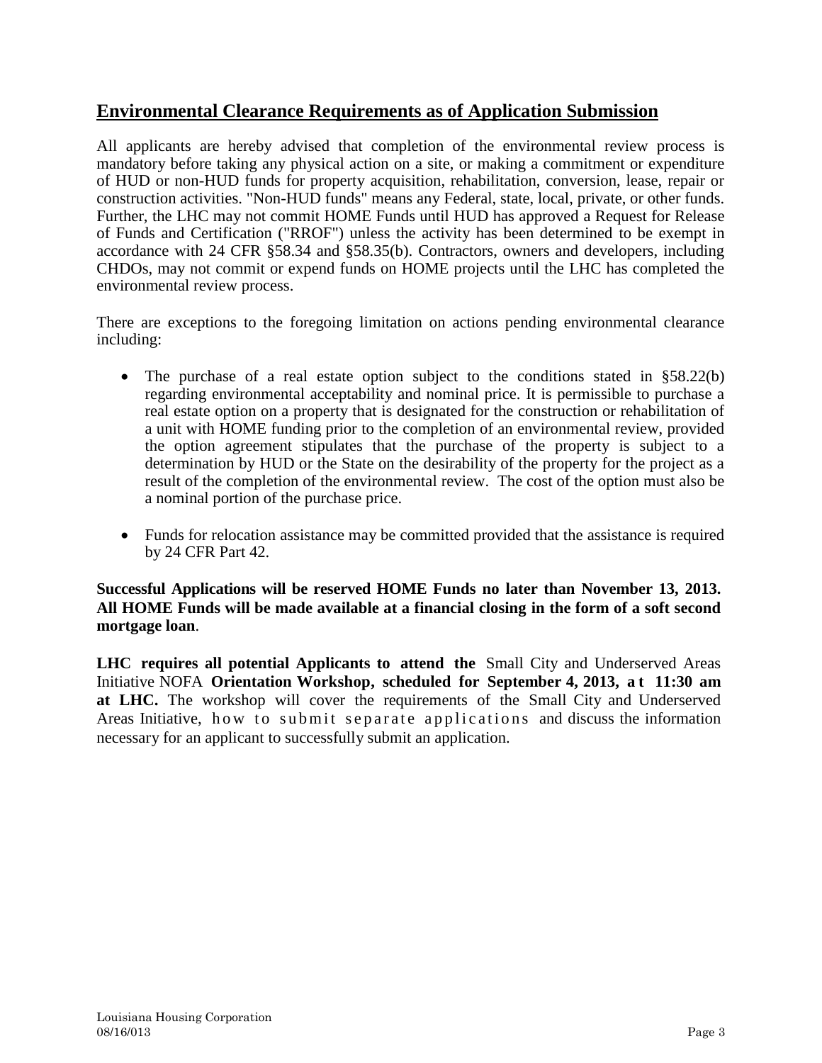## Environmental Clearance Requirements as of Application Submission

All applicants are hereby advised that completion of the environmental review process is mandatory before taking any physical action on a site, or making a commitment or expenditure of HUD or non-HUD funds for property acquisition, rehabilitation, conversion, lease, repair or construction activities. "Non-HUD funds" means any Federal, state, local, private, or other funds. Further, the LHC may not commit HOME Funds until HUD has approved a Request for Release of Funds and Certification ("RROF") unless the activity has been determined to be exempt in accordance with 24 CFR §58.34 and §58.35(b). Contractors, owners and developers, including CHDOs, may not commit or expend funds on HOME projects until the LHC has completed the environmental review process.

There are exceptions to the foregoing limitation on actions pending environmental clearance including:

- The purchase of a real estate option subject to the conditions stated in §58.22(b) regarding environmental acceptability and nominal price. It is permissible to purchase a real estate option on a property that is designated for the construction or rehabilitation of a unit with HOME funding prior to the completion of an environmental review, provided the option agreement stipulates that the purchase of the property is subject to a determination by HUD or the State on the desirability of the property for the project as a result of the completion of the environmental review. The cost of the option must also be a nominal portion of the purchase price.

- Funds for relocation assistance may be committed provided that the assistance is required by 24 CFR Part 42.

**Successful Applications will be reserved HOME Funds no later than November 13, 2013. All HOME Funds will be made available at a financial closing in the form of a soft second mortgage loan**.

**LHC requires all potential Applicants to attend the** Small City and Underserved Areas Initiative NOFA **Orientation Workshop, scheduled for September 4, 2013, at 11:30 am at LHC.** The workshop will cover the requirements of the Small City and Underserved Areas Initiative, how to submit separate applications and discuss the information necessary for an applicant to successfully submit an application.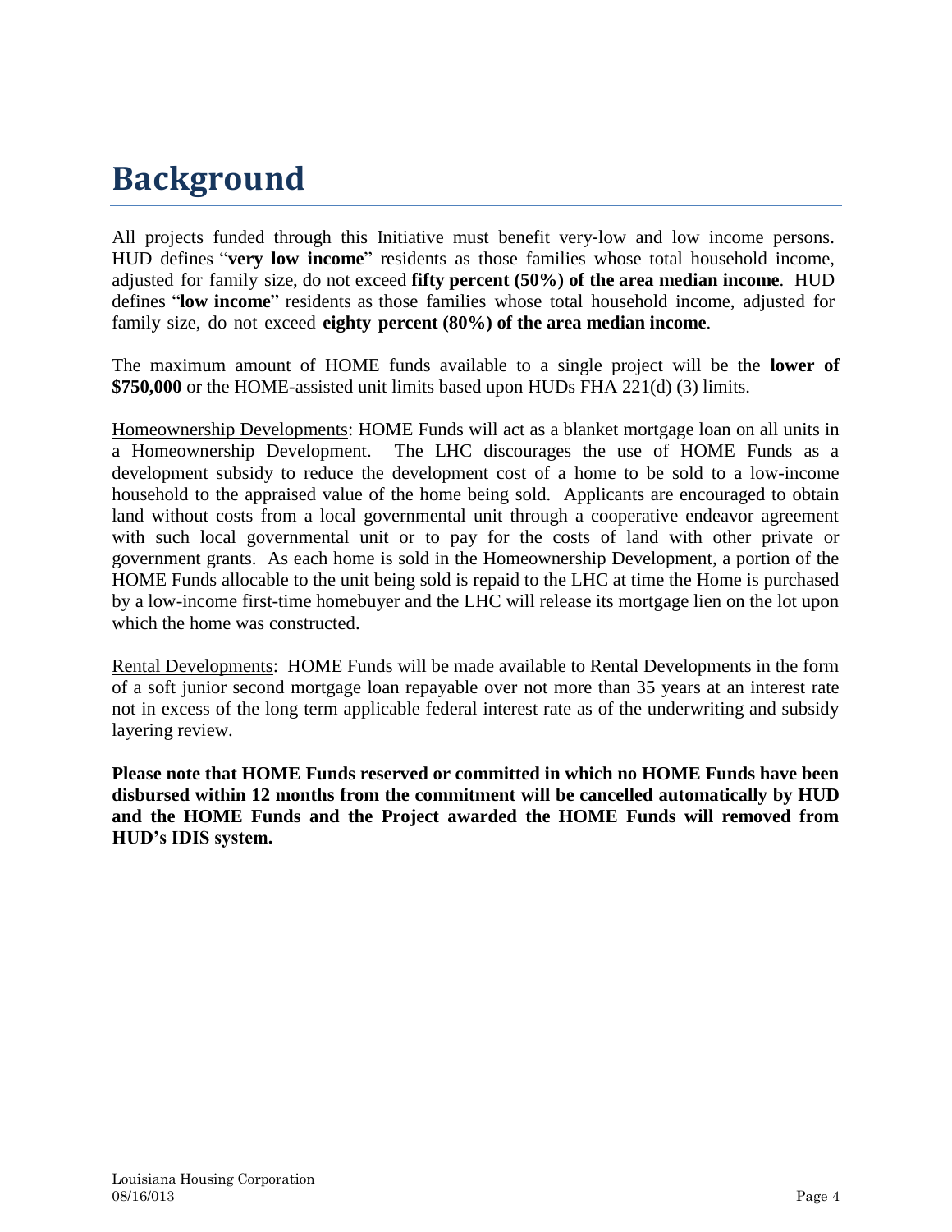# Background

All projects funded through this Initiative must benefit very-low and low income persons. HUD defines "**very low income**" residents as those families whose total household income, adjusted for family size, do not exceed **fifty percent (50%) of the area median income**. HUD defines "**low income**" residents as those families whose total household income, adjusted for family size, do not exceed **eighty percent (80%) of the area median income**.

The maximum amount of HOME funds available to a single project will be the **lower of $750,000** or the HOME-assisted unit limits based upon HUDs FHA 221(d) (3) limits.

<u>Homeownership Developments</u>: HOME Funds will act as a blanket mortgage loan on all units in a Homeownership Development. The LHC discourages the use of HOME Funds as a development subsidy to reduce the development cost of a home to be sold to a low-income household to the appraised value of the home being sold. Applicants are encouraged to obtain land without costs from a local governmental unit through a cooperative endeavor agreement with such local governmental unit or to pay for the costs of land with other private or government grants. As each home is sold in the Homeownership Development, a portion of the HOME Funds allocable to the unit being sold is repaid to the LHC at time the Home is purchased by a low-income first-time homebuyer and the LHC will release its mortgage lien on the lot upon which the home was constructed.

<u>Rental Developments</u>: HOME Funds will be made available to Rental Developments in the form of a soft junior second mortgage loan repayable over not more than 35 years at an interest rate not in excess of the long term applicable federal interest rate as of the underwriting and subsidy layering review.

**Please note that HOME Funds reserved or committed in which no HOME Funds have been disbursed within 12 months from the commitment will be cancelled automatically by HUD and the HOME Funds and the Project awarded the HOME Funds will removed from HUD's IDIS system.**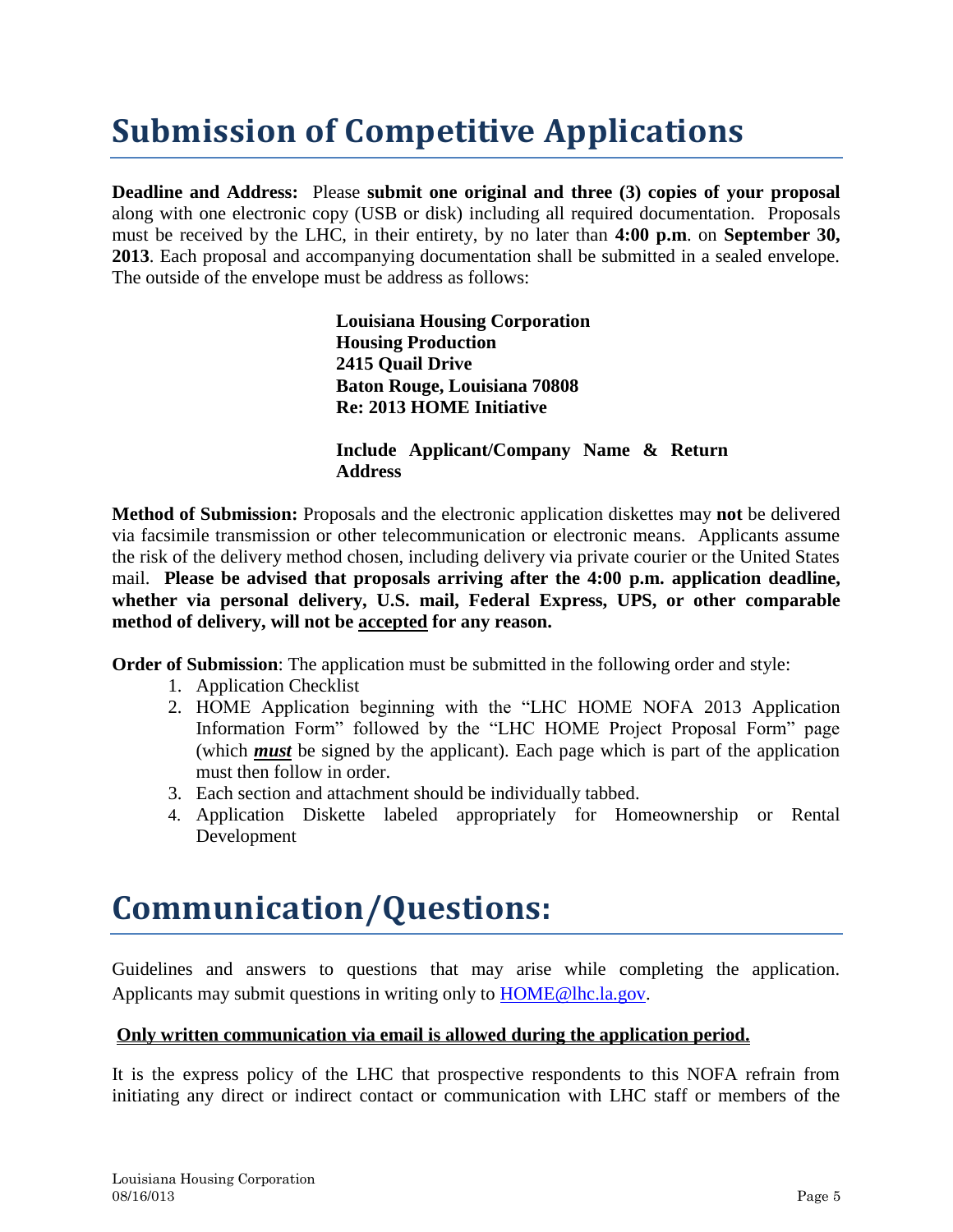# Submission of Competitive Applications

**Deadline and Address:** Please **submit one original and three (3) copies of your proposal** along with one electronic copy (USB or disk) including all required documentation. Proposals must be received by the LHC, in their entirety, by no later than **4:00 p.m**. on **September 30, 2013**. Each proposal and accompanying documentation shall be submitted in a sealed envelope. The outside of the envelope must be address as follows:

> **Louisiana Housing Corporation**
> **Housing Production**
> **2415 Quail Drive**
> **Baton Rouge, Louisiana 70808**
> **Re: 2013 HOME Initiative**
>
> **Include Applicant/Company Name & Return Address**

**Method of Submission:** Proposals and the electronic application diskettes may **not** be delivered via facsimile transmission or other telecommunication or electronic means. Applicants assume the risk of the delivery method chosen, including delivery via private courier or the United States mail. **Please be advised that proposals arriving after the 4:00 p.m. application deadline, whether via personal delivery, U.S. mail, Federal Express, UPS, or other comparable method of delivery, will not be <u>accepted</u> for any reason.**

**Order of Submission**: The application must be submitted in the following order and style:

1. Application Checklist
2. HOME Application beginning with the "LHC HOME NOFA 2013 Application Information Form" followed by the "LHC HOME Project Proposal Form" page (which ***<u>must</u>*** be signed by the applicant). Each page which is part of the application must then follow in order.
3. Each section and attachment should be individually tabbed.
4. Application Diskette labeled appropriately for Homeownership or Rental Development

# Communication/Questions:

Guidelines and answers to questions that may arise while completing the application. Applicants may submit questions in writing only to [HOME@lhc.la.gov](mailto:HOME@lhc.la.gov).

**<u>Only written communication via email is allowed during the application period.</u>**

It is the express policy of the LHC that prospective respondents to this NOFA refrain from initiating any direct or indirect contact or communication with LHC staff or members of the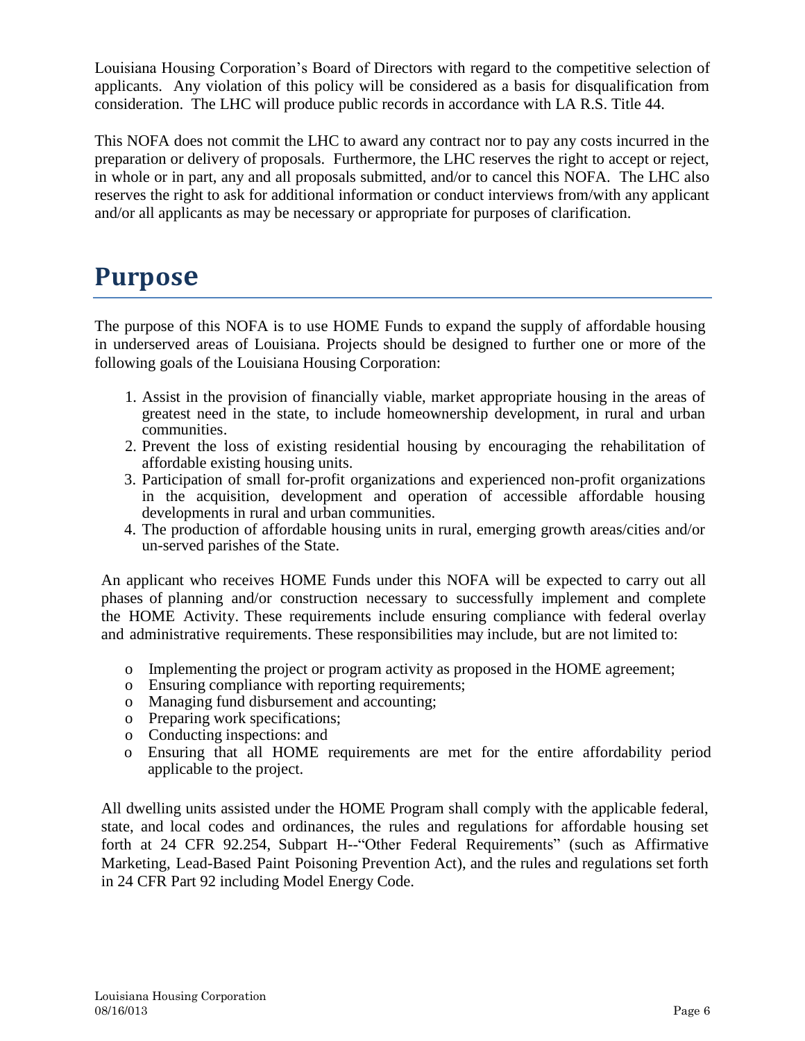Louisiana Housing Corporation's Board of Directors with regard to the competitive selection of applicants. Any violation of this policy will be considered as a basis for disqualification from consideration. The LHC will produce public records in accordance with LA R.S. Title 44.

This NOFA does not commit the LHC to award any contract nor to pay any costs incurred in the preparation or delivery of proposals. Furthermore, the LHC reserves the right to accept or reject, in whole or in part, any and all proposals submitted, and/or to cancel this NOFA. The LHC also reserves the right to ask for additional information or conduct interviews from/with any applicant and/or all applicants as may be necessary or appropriate for purposes of clarification.

# Purpose

The purpose of this NOFA is to use HOME Funds to expand the supply of affordable housing in underserved areas of Louisiana. Projects should be designed to further one or more of the following goals of the Louisiana Housing Corporation:

1. Assist in the provision of financially viable, market appropriate housing in the areas of greatest need in the state, to include homeownership development, in rural and urban communities.
2. Prevent the loss of existing residential housing by encouraging the rehabilitation of affordable existing housing units.
3. Participation of small for-profit organizations and experienced non-profit organizations in the acquisition, development and operation of accessible affordable housing developments in rural and urban communities.
4. The production of affordable housing units in rural, emerging growth areas/cities and/or un-served parishes of the State.

An applicant who receives HOME Funds under this NOFA will be expected to carry out all phases of planning and/or construction necessary to successfully implement and complete the HOME Activity. These requirements include ensuring compliance with federal overlay and administrative requirements. These responsibilities may include, but are not limited to:

- Implementing the project or program activity as proposed in the HOME agreement;
- Ensuring compliance with reporting requirements;
- Managing fund disbursement and accounting;
- Preparing work specifications;
- Conducting inspections: and
- Ensuring that all HOME requirements are met for the entire affordability period applicable to the project.

All dwelling units assisted under the HOME Program shall comply with the applicable federal, state, and local codes and ordinances, the rules and regulations for affordable housing set forth at 24 CFR 92.254, Subpart H--"Other Federal Requirements" (such as Affirmative Marketing, Lead-Based Paint Poisoning Prevention Act), and the rules and regulations set forth in 24 CFR Part 92 including Model Energy Code.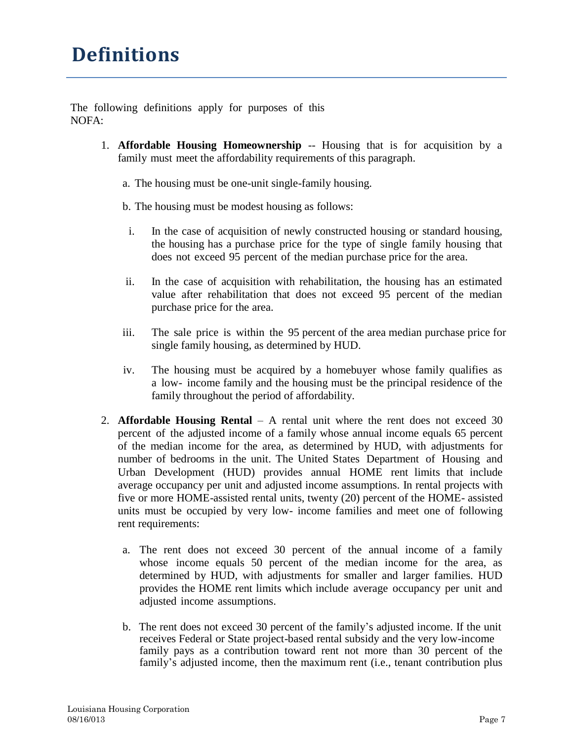# Definitions

The following definitions apply for purposes of this NOFA:

1. **Affordable Housing Homeownership** -- Housing that is for acquisition by a family must meet the affordability requirements of this paragraph.

   a. The housing must be one-unit single-family housing.

   b. The housing must be modest housing as follows:

      i. In the case of acquisition of newly constructed housing or standard housing, the housing has a purchase price for the type of single family housing that does not exceed 95 percent of the median purchase price for the area.

      ii. In the case of acquisition with rehabilitation, the housing has an estimated value after rehabilitation that does not exceed 95 percent of the median purchase price for the area.

      iii. The sale price is within the 95 percent of the area median purchase price for single family housing, as determined by HUD.

      iv. The housing must be acquired by a homebuyer whose family qualifies as a low- income family and the housing must be the principal residence of the family throughout the period of affordability.

2. **Affordable Housing Rental** – A rental unit where the rent does not exceed 30 percent of the adjusted income of a family whose annual income equals 65 percent of the median income for the area, as determined by HUD, with adjustments for number of bedrooms in the unit. The United States Department of Housing and Urban Development (HUD) provides annual HOME rent limits that include average occupancy per unit and adjusted income assumptions. In rental projects with five or more HOME-assisted rental units, twenty (20) percent of the HOME- assisted units must be occupied by very low- income families and meet one of following rent requirements:

   a. The rent does not exceed 30 percent of the annual income of a family whose income equals 50 percent of the median income for the area, as determined by HUD, with adjustments for smaller and larger families. HUD provides the HOME rent limits which include average occupancy per unit and adjusted income assumptions.

   b. The rent does not exceed 30 percent of the family's adjusted income. If the unit receives Federal or State project-based rental subsidy and the very low-income family pays as a contribution toward rent not more than 30 percent of the family's adjusted income, then the maximum rent (i.e., tenant contribution plus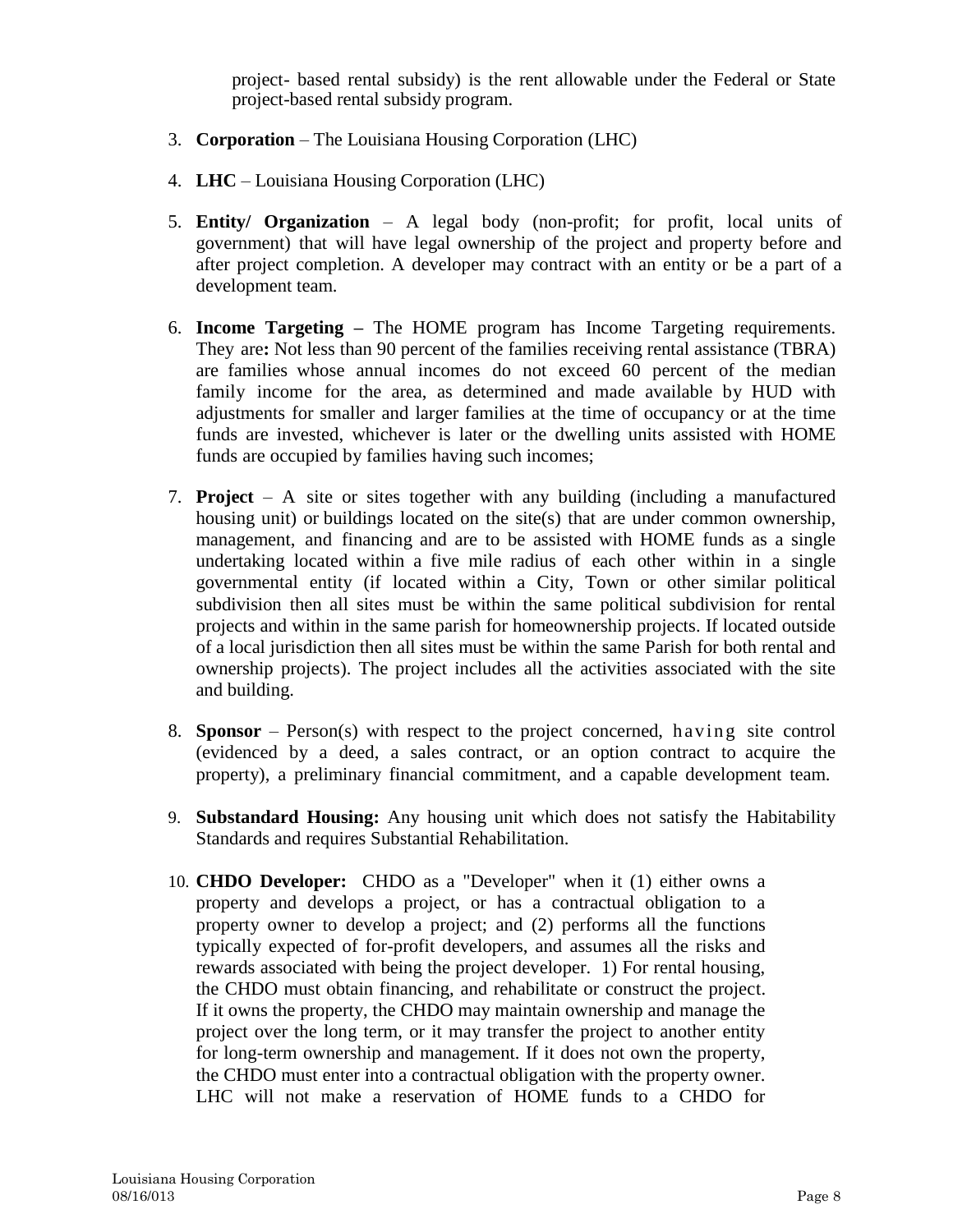project- based rental subsidy) is the rent allowable under the Federal or State project-based rental subsidy program.

3. **Corporation** – The Louisiana Housing Corporation (LHC)

4. **LHC** – Louisiana Housing Corporation (LHC)

5. **Entity/ Organization** – A legal body (non-profit; for profit, local units of government) that will have legal ownership of the project and property before and after project completion. A developer may contract with an entity or be a part of a development team.

6. **Income Targeting –** The HOME program has Income Targeting requirements. They are**:** Not less than 90 percent of the families receiving rental assistance (TBRA) are families whose annual incomes do not exceed 60 percent of the median family income for the area, as determined and made available by HUD with adjustments for smaller and larger families at the time of occupancy or at the time funds are invested, whichever is later or the dwelling units assisted with HOME funds are occupied by families having such incomes;

7. **Project** – A site or sites together with any building (including a manufactured housing unit) or buildings located on the site(s) that are under common ownership, management, and financing and are to be assisted with HOME funds as a single undertaking located within a five mile radius of each other within in a single governmental entity (if located within a City, Town or other similar political subdivision then all sites must be within the same political subdivision for rental projects and within in the same parish for homeownership projects. If located outside of a local jurisdiction then all sites must be within the same Parish for both rental and ownership projects). The project includes all the activities associated with the site and building.

8. **Sponsor** – Person(s) with respect to the project concerned, having site control (evidenced by a deed, a sales contract, or an option contract to acquire the property), a preliminary financial commitment, and a capable development team.

9. **Substandard Housing:** Any housing unit which does not satisfy the Habitability Standards and requires Substantial Rehabilitation.

10. **CHDO Developer:** CHDO as a "Developer" when it (1) either owns a property and develops a project, or has a contractual obligation to a property owner to develop a project; and (2) performs all the functions typically expected of for-profit developers, and assumes all the risks and rewards associated with being the project developer. 1) For rental housing, the CHDO must obtain financing, and rehabilitate or construct the project. If it owns the property, the CHDO may maintain ownership and manage the project over the long term, or it may transfer the project to another entity for long-term ownership and management. If it does not own the property, the CHDO must enter into a contractual obligation with the property owner. LHC will not make a reservation of HOME funds to a CHDO for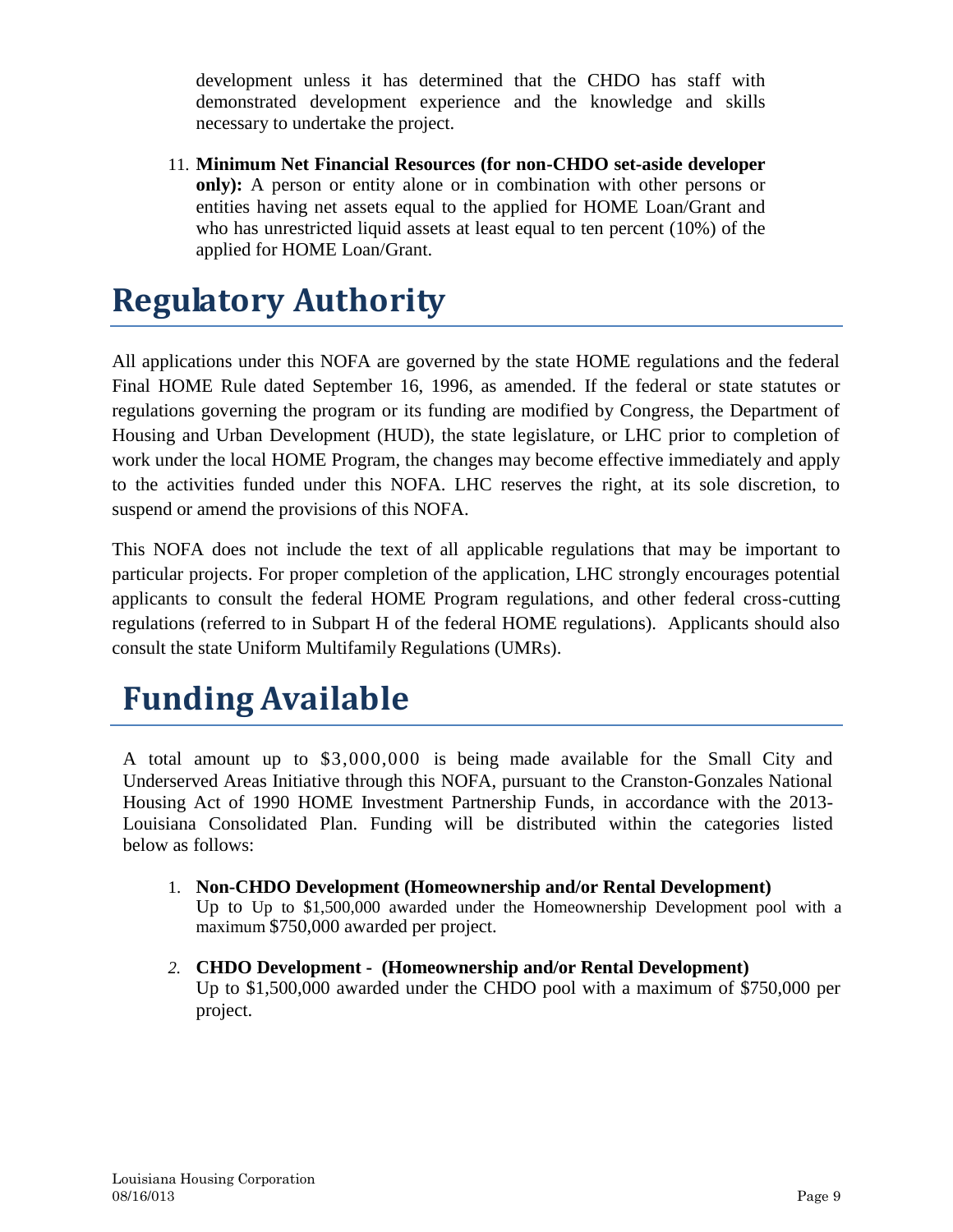development unless it has determined that the CHDO has staff with demonstrated development experience and the knowledge and skills necessary to undertake the project.

11. **Minimum Net Financial Resources (for non-CHDO set-aside developer only):** A person or entity alone or in combination with other persons or entities having net assets equal to the applied for HOME Loan/Grant and who has unrestricted liquid assets at least equal to ten percent (10%) of the applied for HOME Loan/Grant.

# Regulatory Authority

All applications under this NOFA are governed by the state HOME regulations and the federal Final HOME Rule dated September 16, 1996, as amended. If the federal or state statutes or regulations governing the program or its funding are modified by Congress, the Department of Housing and Urban Development (HUD), the state legislature, or LHC prior to completion of work under the local HOME Program, the changes may become effective immediately and apply to the activities funded under this NOFA. LHC reserves the right, at its sole discretion, to suspend or amend the provisions of this NOFA.

This NOFA does not include the text of all applicable regulations that may be important to particular projects. For proper completion of the application, LHC strongly encourages potential applicants to consult the federal HOME Program regulations, and other federal cross-cutting regulations (referred to in Subpart H of the federal HOME regulations). Applicants should also consult the state Uniform Multifamily Regulations (UMRs).

# Funding Available

A total amount up to $3,000,000 is being made available for the Small City and Underserved Areas Initiative through this NOFA, pursuant to the Cranston-Gonzales National Housing Act of 1990 HOME Investment Partnership Funds, in accordance with the 2013-Louisiana Consolidated Plan. Funding will be distributed within the categories listed below as follows:

1. **Non-CHDO Development (Homeownership and/or Rental Development)**
   Up to Up to $1,500,000 awarded under the Homeownership Development pool with a maximum $750,000 awarded per project.

2. **CHDO Development - (Homeownership and/or Rental Development)**
   Up to $1,500,000 awarded under the CHDO pool with a maximum of $750,000 per project.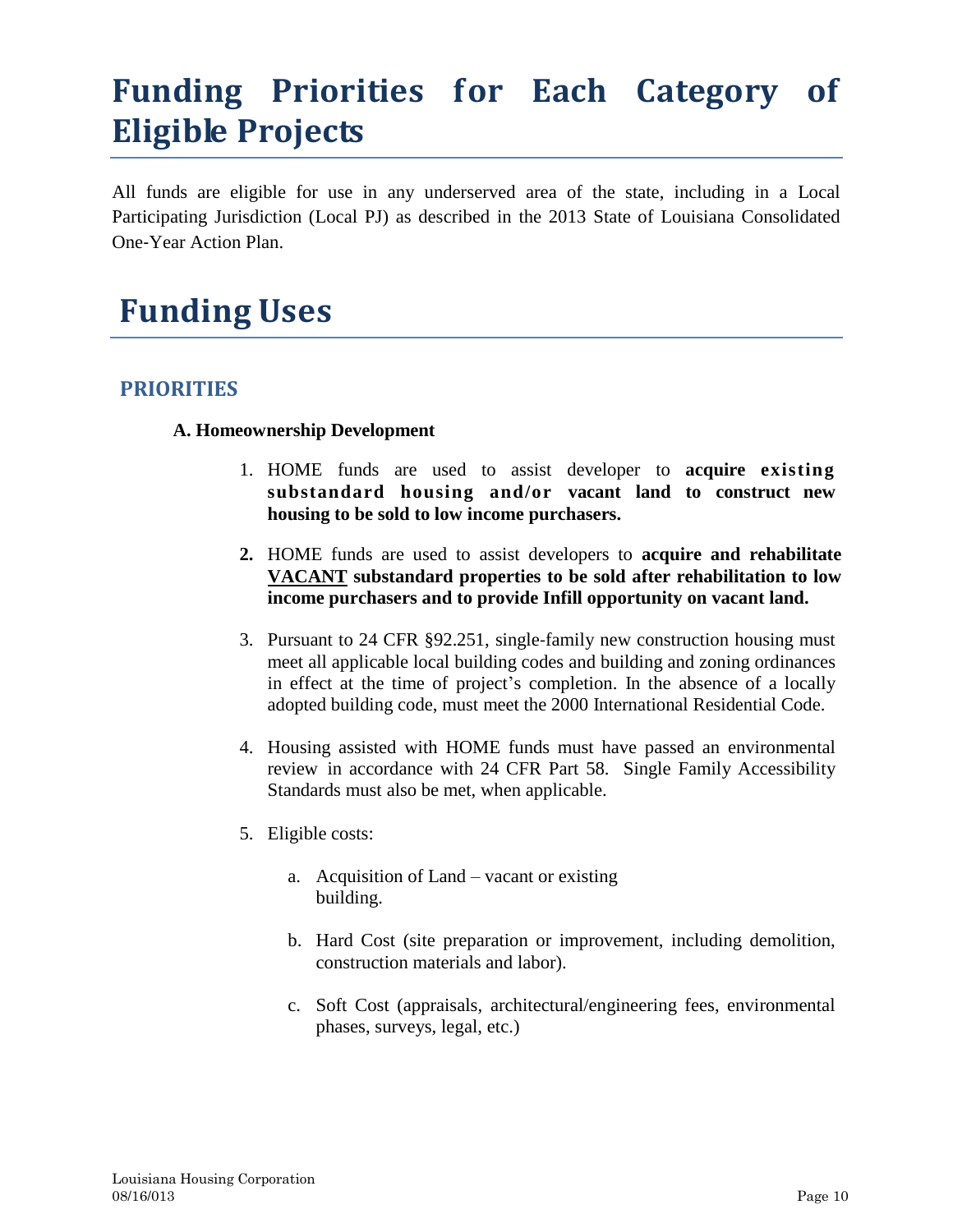# Funding Priorities for Each Category of Eligible Projects

All funds are eligible for use in any underserved area of the state, including in a Local Participating Jurisdiction (Local PJ) as described in the 2013 State of Louisiana Consolidated One-Year Action Plan.

# Funding Uses

## PRIORITIES

**A. Homeownership Development**

1. HOME funds are used to assist developer to **acquire existing substandard housing and/or vacant land to construct new housing to be sold to low income purchasers.**

2. HOME funds are used to assist developers to **acquire and rehabilitate <u>VACANT</u> substandard properties to be sold after rehabilitation to low income purchasers and to provide Infill opportunity on vacant land.**

3. Pursuant to 24 CFR §92.251, single-family new construction housing must meet all applicable local building codes and building and zoning ordinances in effect at the time of project's completion. In the absence of a locally adopted building code, must meet the 2000 International Residential Code.

4. Housing assisted with HOME funds must have passed an environmental review in accordance with 24 CFR Part 58. Single Family Accessibility Standards must also be met, when applicable.

5. Eligible costs:

   a. Acquisition of Land – vacant or existing building.

   b. Hard Cost (site preparation or improvement, including demolition, construction materials and labor).

   c. Soft Cost (appraisals, architectural/engineering fees, environmental phases, surveys, legal, etc.)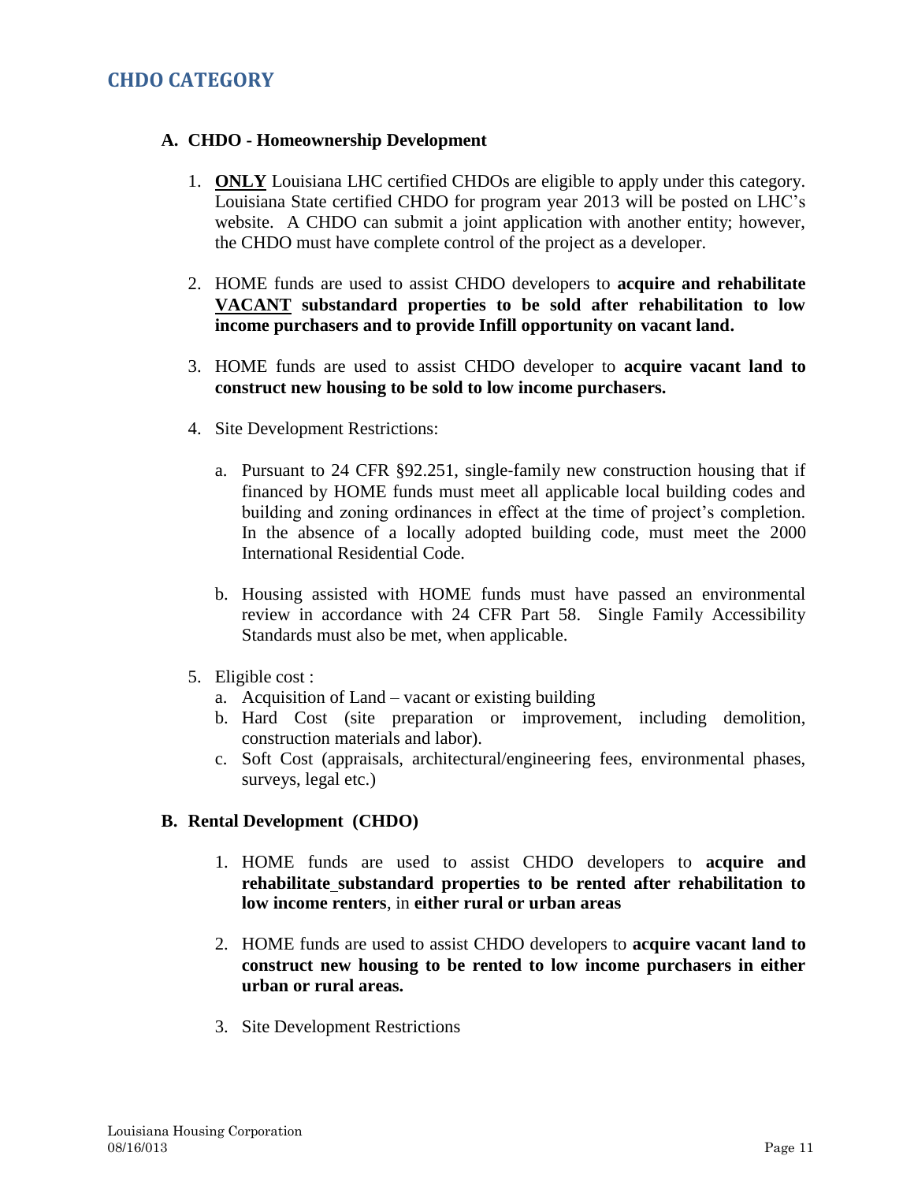## CHDO CATEGORY

### A. CHDO - Homeownership Development

1. **ONLY** Louisiana LHC certified CHDOs are eligible to apply under this category. Louisiana State certified CHDO for program year 2013 will be posted on LHC's website. A CHDO can submit a joint application with another entity; however, the CHDO must have complete control of the project as a developer.

2. HOME funds are used to assist CHDO developers to **acquire and rehabilitate VACANT substandard properties to be sold after rehabilitation to low income purchasers and to provide Infill opportunity on vacant land.**

3. HOME funds are used to assist CHDO developer to **acquire vacant land to construct new housing to be sold to low income purchasers.**

4. Site Development Restrictions:

   a. Pursuant to 24 CFR §92.251, single-family new construction housing that if financed by HOME funds must meet all applicable local building codes and building and zoning ordinances in effect at the time of project's completion. In the absence of a locally adopted building code, must meet the 2000 International Residential Code.

   b. Housing assisted with HOME funds must have passed an environmental review in accordance with 24 CFR Part 58. Single Family Accessibility Standards must also be met, when applicable.

5. Eligible cost :
   a. Acquisition of Land – vacant or existing building
   b. Hard Cost (site preparation or improvement, including demolition, construction materials and labor).
   c. Soft Cost (appraisals, architectural/engineering fees, environmental phases, surveys, legal etc.)

### B. Rental Development (CHDO)

1. HOME funds are used to assist CHDO developers to **acquire and rehabilitate substandard properties to be rented after rehabilitation to low income renters**, in **either rural or urban areas**

2. HOME funds are used to assist CHDO developers to **acquire vacant land to construct new housing to be rented to low income purchasers in either urban or rural areas.**

3. Site Development Restrictions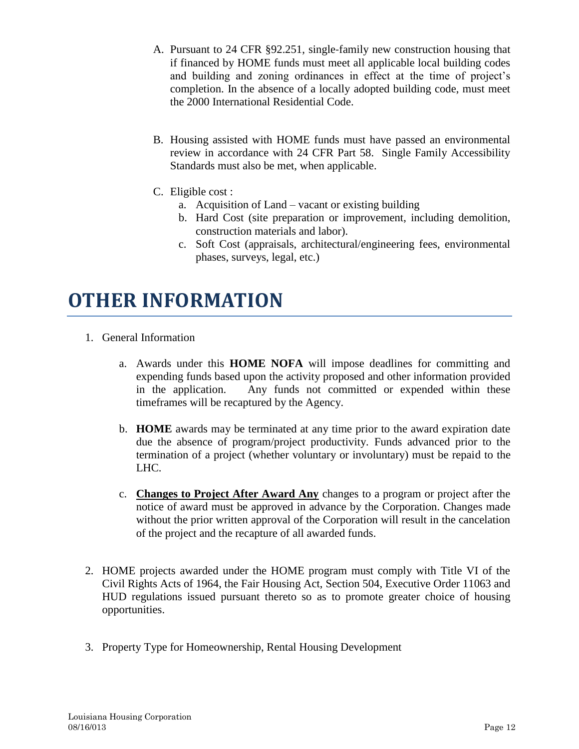A. Pursuant to 24 CFR §92.251, single-family new construction housing that if financed by HOME funds must meet all applicable local building codes and building and zoning ordinances in effect at the time of project's completion. In the absence of a locally adopted building code, must meet the 2000 International Residential Code.

B. Housing assisted with HOME funds must have passed an environmental review in accordance with 24 CFR Part 58. Single Family Accessibility Standards must also be met, when applicable.

C. Eligible cost :
   a. Acquisition of Land – vacant or existing building
   b. Hard Cost (site preparation or improvement, including demolition, construction materials and labor).
   c. Soft Cost (appraisals, architectural/engineering fees, environmental phases, surveys, legal, etc.)

# OTHER INFORMATION

1. General Information

   a. Awards under this **HOME NOFA** will impose deadlines for committing and expending funds based upon the activity proposed and other information provided in the application. Any funds not committed or expended within these timeframes will be recaptured by the Agency.

   b. **HOME** awards may be terminated at any time prior to the award expiration date due the absence of program/project productivity. Funds advanced prior to the termination of a project (whether voluntary or involuntary) must be repaid to the LHC.

   c. **Changes to Project After Award Any** changes to a program or project after the notice of award must be approved in advance by the Corporation. Changes made without the prior written approval of the Corporation will result in the cancelation of the project and the recapture of all awarded funds.

2. HOME projects awarded under the HOME program must comply with Title VI of the Civil Rights Acts of 1964, the Fair Housing Act, Section 504, Executive Order 11063 and HUD regulations issued pursuant thereto so as to promote greater choice of housing opportunities.

3. Property Type for Homeownership, Rental Housing Development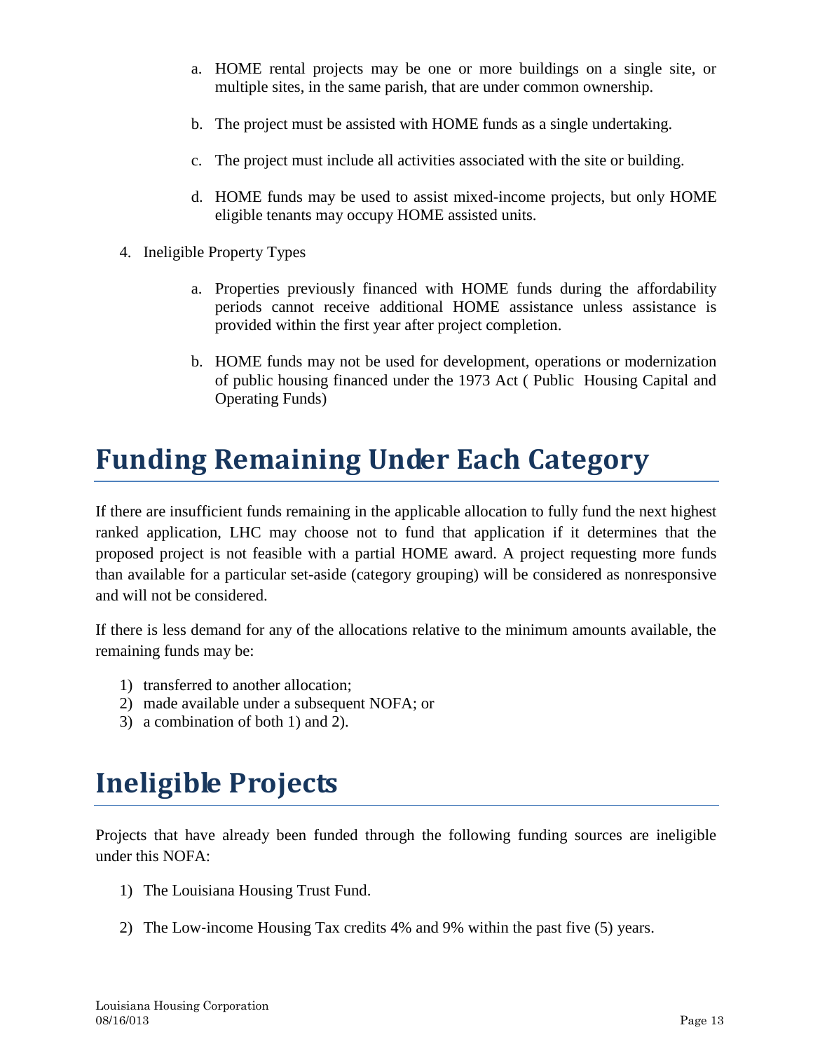a. HOME rental projects may be one or more buildings on a single site, or multiple sites, in the same parish, that are under common ownership.

b. The project must be assisted with HOME funds as a single undertaking.

c. The project must include all activities associated with the site or building.

d. HOME funds may be used to assist mixed-income projects, but only HOME eligible tenants may occupy HOME assisted units.

4. Ineligible Property Types

   a. Properties previously financed with HOME funds during the affordability periods cannot receive additional HOME assistance unless assistance is provided within the first year after project completion.

   b. HOME funds may not be used for development, operations or modernization of public housing financed under the 1973 Act ( Public Housing Capital and Operating Funds)

# Funding Remaining Under Each Category

If there are insufficient funds remaining in the applicable allocation to fully fund the next highest ranked application, LHC may choose not to fund that application if it determines that the proposed project is not feasible with a partial HOME award. A project requesting more funds than available for a particular set-aside (category grouping) will be considered as nonresponsive and will not be considered.

If there is less demand for any of the allocations relative to the minimum amounts available, the remaining funds may be:

1) transferred to another allocation;
2) made available under a subsequent NOFA; or
3) a combination of both 1) and 2).

# Ineligible Projects

Projects that have already been funded through the following funding sources are ineligible under this NOFA:

1) The Louisiana Housing Trust Fund.

2) The Low-income Housing Tax credits 4% and 9% within the past five (5) years.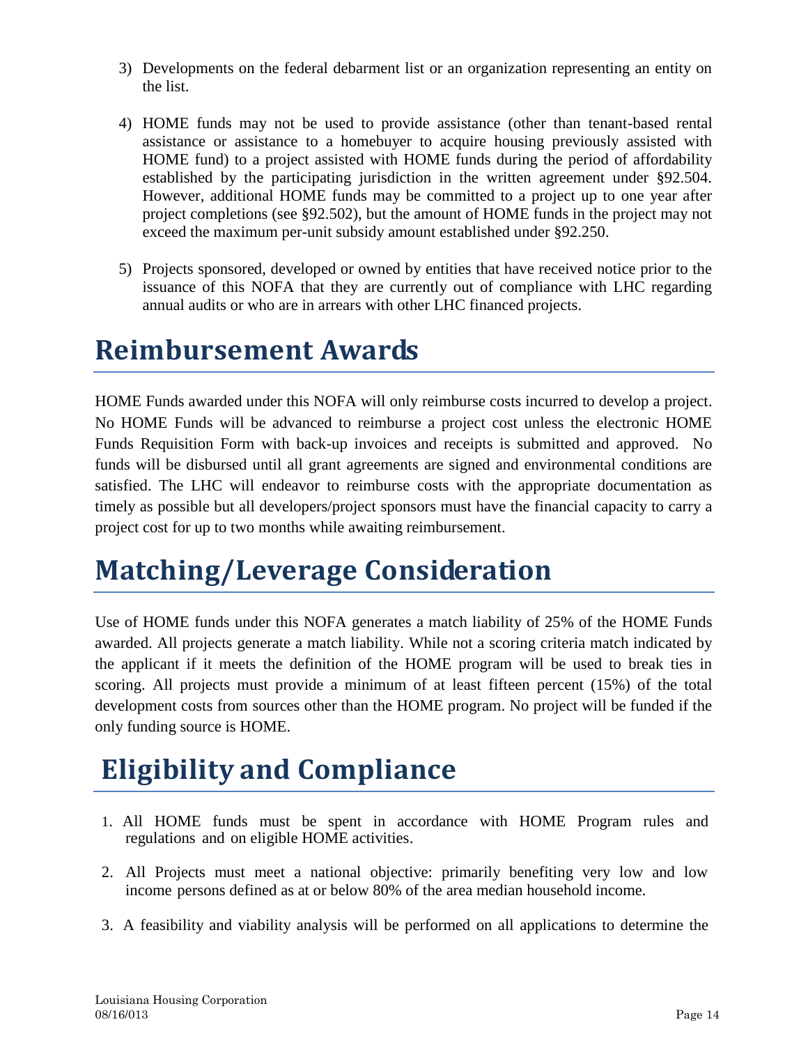3) Developments on the federal debarment list or an organization representing an entity on the list.

4) HOME funds may not be used to provide assistance (other than tenant-based rental assistance or assistance to a homebuyer to acquire housing previously assisted with HOME fund) to a project assisted with HOME funds during the period of affordability established by the participating jurisdiction in the written agreement under §92.504. However, additional HOME funds may be committed to a project up to one year after project completions (see §92.502), but the amount of HOME funds in the project may not exceed the maximum per-unit subsidy amount established under §92.250.

5) Projects sponsored, developed or owned by entities that have received notice prior to the issuance of this NOFA that they are currently out of compliance with LHC regarding annual audits or who are in arrears with other LHC financed projects.

# Reimbursement Awards

HOME Funds awarded under this NOFA will only reimburse costs incurred to develop a project. No HOME Funds will be advanced to reimburse a project cost unless the electronic HOME Funds Requisition Form with back-up invoices and receipts is submitted and approved. No funds will be disbursed until all grant agreements are signed and environmental conditions are satisfied. The LHC will endeavor to reimburse costs with the appropriate documentation as timely as possible but all developers/project sponsors must have the financial capacity to carry a project cost for up to two months while awaiting reimbursement.

# Matching/Leverage Consideration

Use of HOME funds under this NOFA generates a match liability of 25% of the HOME Funds awarded. All projects generate a match liability. While not a scoring criteria match indicated by the applicant if it meets the definition of the HOME program will be used to break ties in scoring. All projects must provide a minimum of at least fifteen percent (15%) of the total development costs from sources other than the HOME program. No project will be funded if the only funding source is HOME.

# Eligibility and Compliance

1. All HOME funds must be spent in accordance with HOME Program rules and regulations and on eligible HOME activities.

2. All Projects must meet a national objective: primarily benefiting very low and low income persons defined as at or below 80% of the area median household income.

3. A feasibility and viability analysis will be performed on all applications to determine the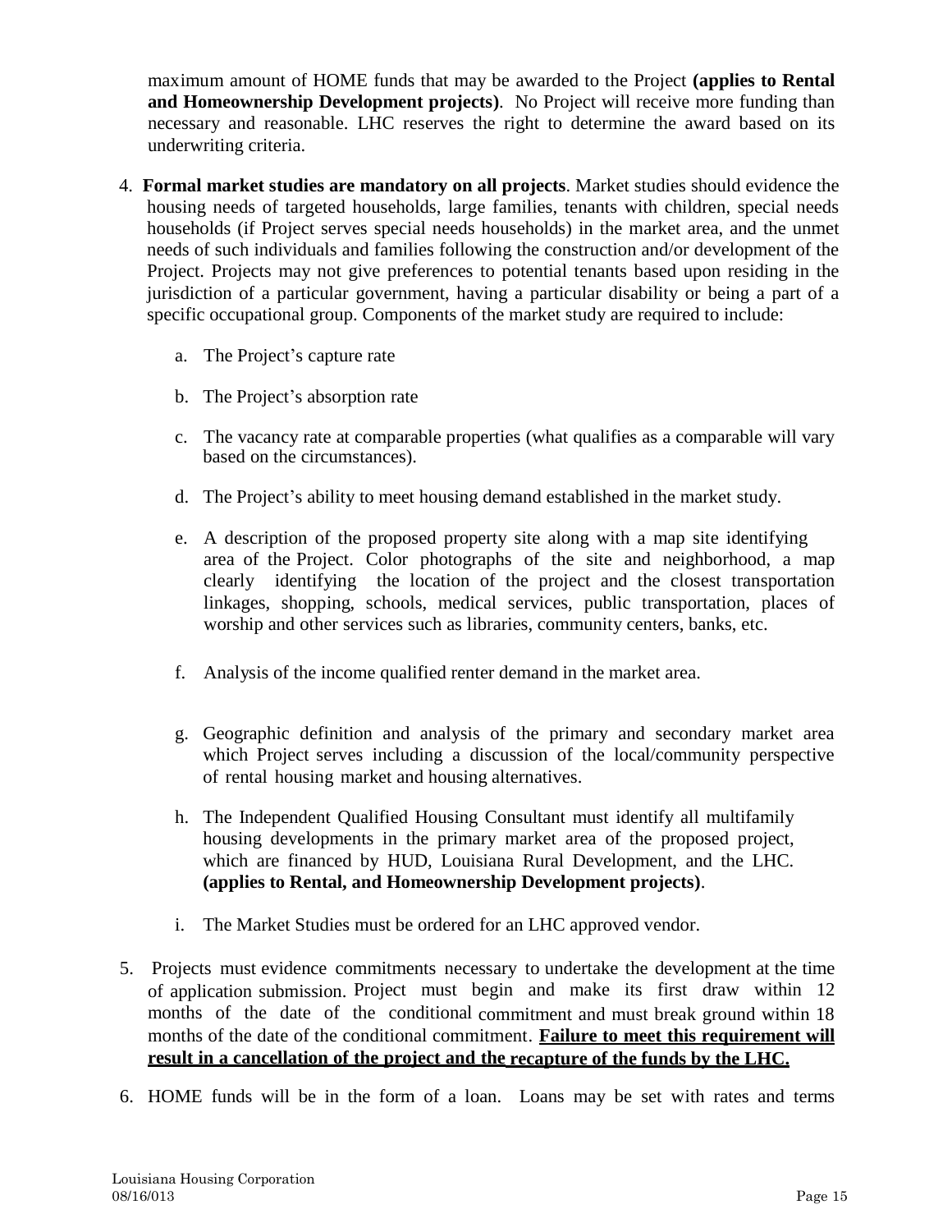maximum amount of HOME funds that may be awarded to the Project **(applies to Rental and Homeownership Development projects)**. No Project will receive more funding than necessary and reasonable. LHC reserves the right to determine the award based on its underwriting criteria.

4. **Formal market studies are mandatory on all projects**. Market studies should evidence the housing needs of targeted households, large families, tenants with children, special needs households (if Project serves special needs households) in the market area, and the unmet needs of such individuals and families following the construction and/or development of the Project. Projects may not give preferences to potential tenants based upon residing in the jurisdiction of a particular government, having a particular disability or being a part of a specific occupational group. Components of the market study are required to include:

    a. The Project's capture rate

    b. The Project's absorption rate

    c. The vacancy rate at comparable properties (what qualifies as a comparable will vary based on the circumstances).

    d. The Project's ability to meet housing demand established in the market study.

    e. A description of the proposed property site along with a map site identifying area of the Project. Color photographs of the site and neighborhood, a map clearly identifying the location of the project and the closest transportation linkages, shopping, schools, medical services, public transportation, places of worship and other services such as libraries, community centers, banks, etc.

    f. Analysis of the income qualified renter demand in the market area.

    g. Geographic definition and analysis of the primary and secondary market area which Project serves including a discussion of the local/community perspective of rental housing market and housing alternatives.

    h. The Independent Qualified Housing Consultant must identify all multifamily housing developments in the primary market area of the proposed project, which are financed by HUD, Louisiana Rural Development, and the LHC. **(applies to Rental, and Homeownership Development projects)**.

    i. The Market Studies must be ordered for an LHC approved vendor.

5. Projects must evidence commitments necessary to undertake the development at the time of application submission. Project must begin and make its first draw within 12 months of the date of the conditional commitment and must break ground within 18 months of the date of the conditional commitment. **<u>Failure to meet this requirement will result in a cancellation of the project and the recapture of the funds by the LHC.</u>**

6. HOME funds will be in the form of a loan. Loans may be set with rates and terms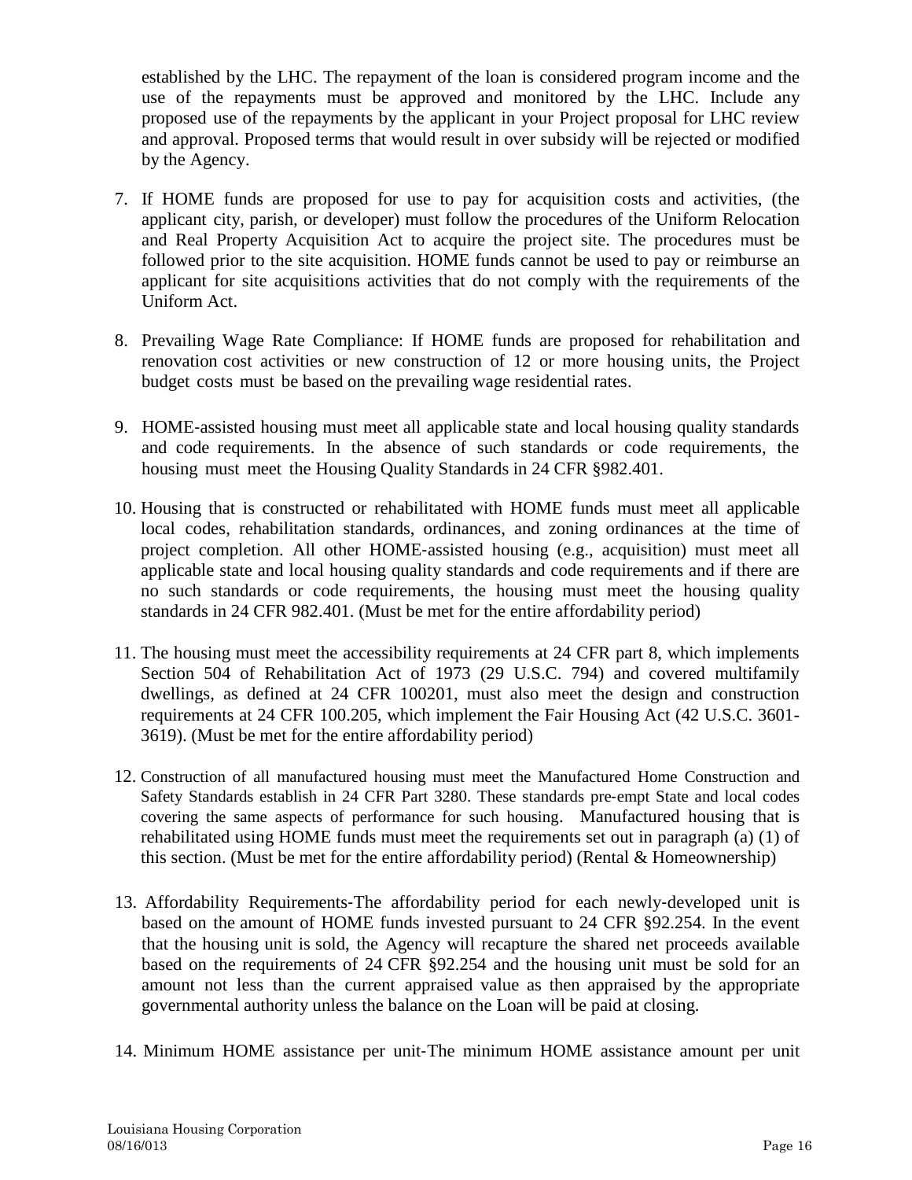established by the LHC. The repayment of the loan is considered program income and the use of the repayments must be approved and monitored by the LHC. Include any proposed use of the repayments by the applicant in your Project proposal for LHC review and approval. Proposed terms that would result in over subsidy will be rejected or modified by the Agency.

7. If HOME funds are proposed for use to pay for acquisition costs and activities, (the applicant city, parish, or developer) must follow the procedures of the Uniform Relocation and Real Property Acquisition Act to acquire the project site. The procedures must be followed prior to the site acquisition. HOME funds cannot be used to pay or reimburse an applicant for site acquisitions activities that do not comply with the requirements of the Uniform Act.

8. Prevailing Wage Rate Compliance: If HOME funds are proposed for rehabilitation and renovation cost activities or new construction of 12 or more housing units, the Project budget costs must be based on the prevailing wage residential rates.

9. HOME-assisted housing must meet all applicable state and local housing quality standards and code requirements. In the absence of such standards or code requirements, the housing must meet the Housing Quality Standards in 24 CFR §982.401.

10. Housing that is constructed or rehabilitated with HOME funds must meet all applicable local codes, rehabilitation standards, ordinances, and zoning ordinances at the time of project completion. All other HOME-assisted housing (e.g., acquisition) must meet all applicable state and local housing quality standards and code requirements and if there are no such standards or code requirements, the housing must meet the housing quality standards in 24 CFR 982.401. (Must be met for the entire affordability period)

11. The housing must meet the accessibility requirements at 24 CFR part 8, which implements Section 504 of Rehabilitation Act of 1973 (29 U.S.C. 794) and covered multifamily dwellings, as defined at 24 CFR 100201, must also meet the design and construction requirements at 24 CFR 100.205, which implement the Fair Housing Act (42 U.S.C. 3601-3619). (Must be met for the entire affordability period)

12. Construction of all manufactured housing must meet the Manufactured Home Construction and Safety Standards establish in 24 CFR Part 3280. These standards pre-empt State and local codes covering the same aspects of performance for such housing. Manufactured housing that is rehabilitated using HOME funds must meet the requirements set out in paragraph (a) (1) of this section. (Must be met for the entire affordability period) (Rental & Homeownership)

13. Affordability Requirements-The affordability period for each newly-developed unit is based on the amount of HOME funds invested pursuant to 24 CFR §92.254. In the event that the housing unit is sold, the Agency will recapture the shared net proceeds available based on the requirements of 24 CFR §92.254 and the housing unit must be sold for an amount not less than the current appraised value as then appraised by the appropriate governmental authority unless the balance on the Loan will be paid at closing.

14. Minimum HOME assistance per unit-The minimum HOME assistance amount per unit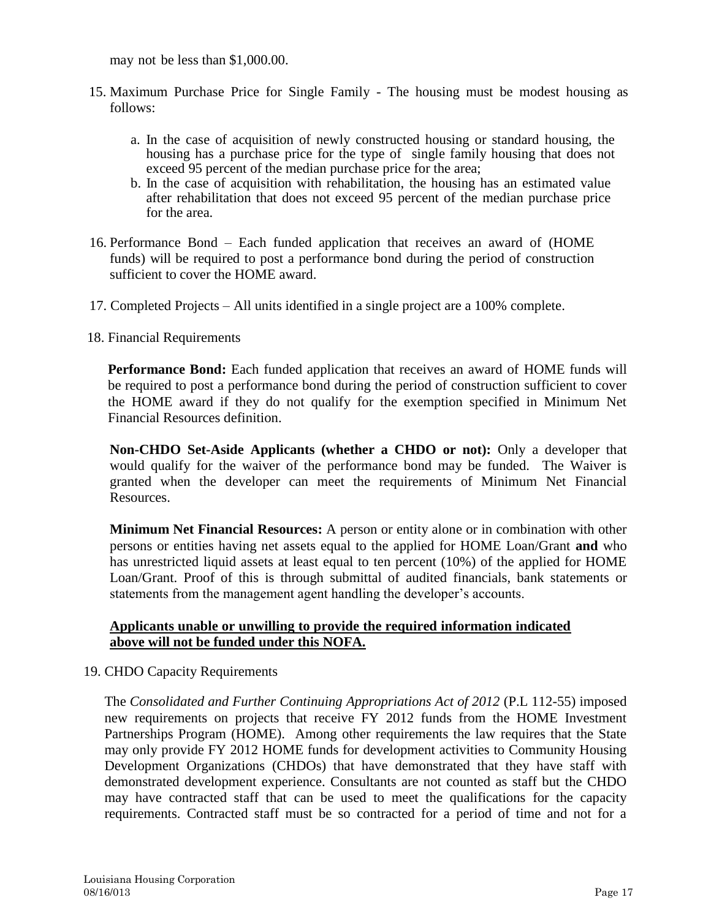may not be less than $1,000.00.

15. Maximum Purchase Price for Single Family - The housing must be modest housing as follows:

    a. In the case of acquisition of newly constructed housing or standard housing, the housing has a purchase price for the type of single family housing that does not exceed 95 percent of the median purchase price for the area;
    b. In the case of acquisition with rehabilitation, the housing has an estimated value after rehabilitation that does not exceed 95 percent of the median purchase price for the area.

16. Performance Bond – Each funded application that receives an award of (HOME funds) will be required to post a performance bond during the period of construction sufficient to cover the HOME award.

17. Completed Projects – All units identified in a single project are a 100% complete.

18. Financial Requirements

    **Performance Bond:** Each funded application that receives an award of HOME funds will be required to post a performance bond during the period of construction sufficient to cover the HOME award if they do not qualify for the exemption specified in Minimum Net Financial Resources definition.

    **Non-CHDO Set-Aside Applicants (whether a CHDO or not):** Only a developer that would qualify for the waiver of the performance bond may be funded. The Waiver is granted when the developer can meet the requirements of Minimum Net Financial Resources.

    **Minimum Net Financial Resources:** A person or entity alone or in combination with other persons or entities having net assets equal to the applied for HOME Loan/Grant **and** who has unrestricted liquid assets at least equal to ten percent (10%) of the applied for HOME Loan/Grant. Proof of this is through submittal of audited financials, bank statements or statements from the management agent handling the developer's accounts.

    **<u>Applicants unable or unwilling to provide the required information indicated above will not be funded under this NOFA.</u>**

19. CHDO Capacity Requirements

    The *Consolidated and Further Continuing Appropriations Act of 2012* (P.L 112-55) imposed new requirements on projects that receive FY 2012 funds from the HOME Investment Partnerships Program (HOME). Among other requirements the law requires that the State may only provide FY 2012 HOME funds for development activities to Community Housing Development Organizations (CHDOs) that have demonstrated that they have staff with demonstrated development experience. Consultants are not counted as staff but the CHDO may have contracted staff that can be used to meet the qualifications for the capacity requirements. Contracted staff must be so contracted for a period of time and not for a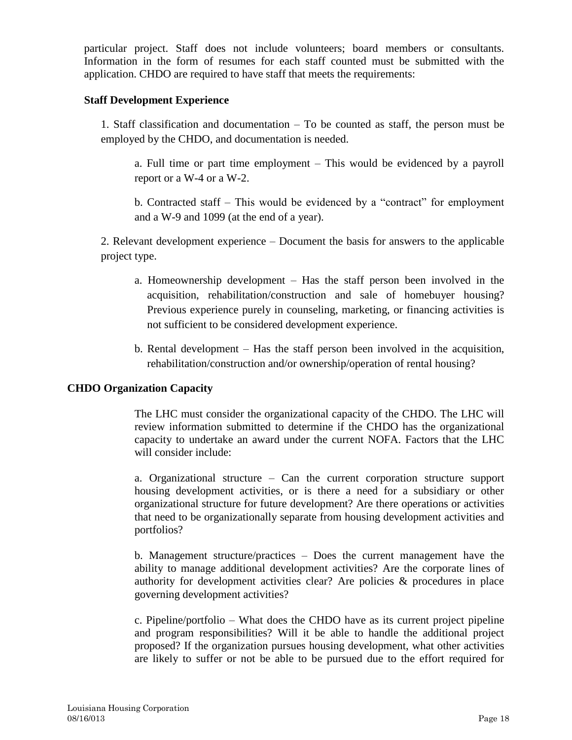particular project. Staff does not include volunteers; board members or consultants. Information in the form of resumes for each staff counted must be submitted with the application. CHDO are required to have staff that meets the requirements:

**Staff Development Experience**

1. Staff classification and documentation – To be counted as staff, the person must be employed by the CHDO, and documentation is needed.

   a. Full time or part time employment – This would be evidenced by a payroll report or a W-4 or a W-2.

   b. Contracted staff – This would be evidenced by a "contract" for employment and a W-9 and 1099 (at the end of a year).

2. Relevant development experience – Document the basis for answers to the applicable project type.

   a. Homeownership development – Has the staff person been involved in the acquisition, rehabilitation/construction and sale of homebuyer housing? Previous experience purely in counseling, marketing, or financing activities is not sufficient to be considered development experience.

   b. Rental development – Has the staff person been involved in the acquisition, rehabilitation/construction and/or ownership/operation of rental housing?

**CHDO Organization Capacity**

The LHC must consider the organizational capacity of the CHDO. The LHC will review information submitted to determine if the CHDO has the organizational capacity to undertake an award under the current NOFA. Factors that the LHC will consider include:

a. Organizational structure – Can the current corporation structure support housing development activities, or is there a need for a subsidiary or other organizational structure for future development? Are there operations or activities that need to be organizationally separate from housing development activities and portfolios?

b. Management structure/practices – Does the current management have the ability to manage additional development activities? Are the corporate lines of authority for development activities clear? Are policies & procedures in place governing development activities?

c. Pipeline/portfolio – What does the CHDO have as its current project pipeline and program responsibilities? Will it be able to handle the additional project proposed? If the organization pursues housing development, what other activities are likely to suffer or not be able to be pursued due to the effort required for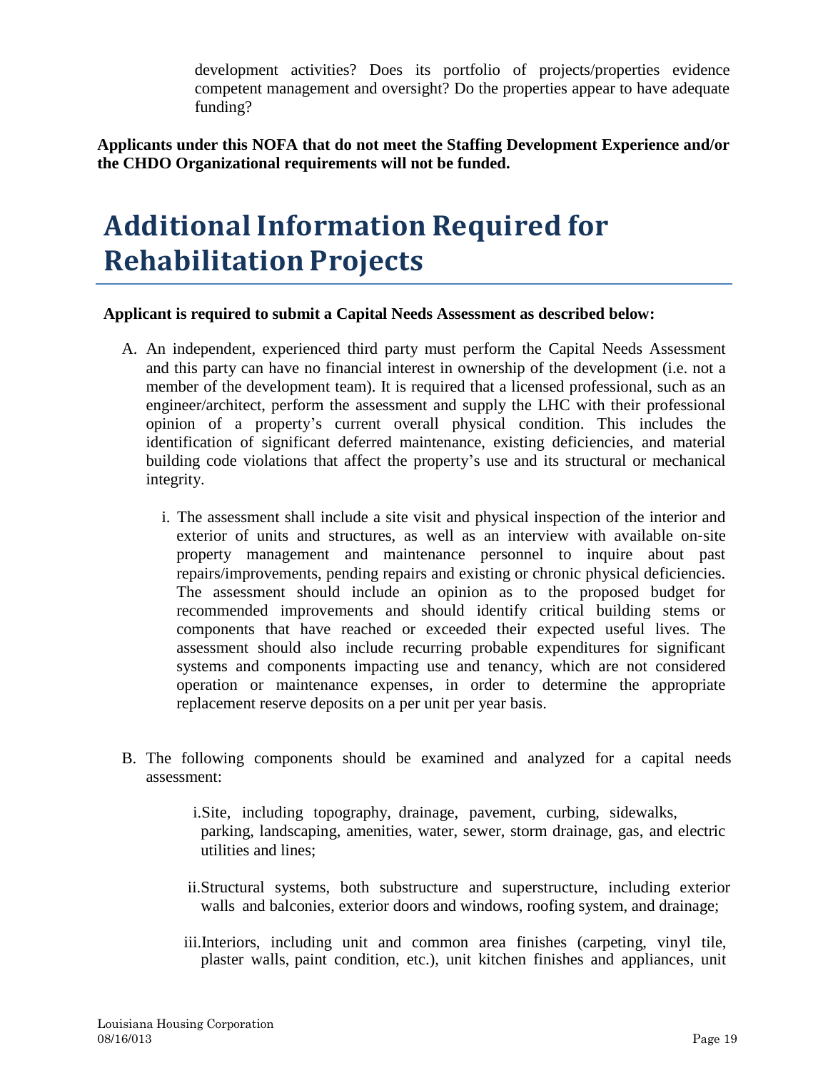development activities? Does its portfolio of projects/properties evidence competent management and oversight? Do the properties appear to have adequate funding?

**Applicants under this NOFA that do not meet the Staffing Development Experience and/or the CHDO Organizational requirements will not be funded.**

# Additional Information Required for Rehabilitation Projects

**Applicant is required to submit a Capital Needs Assessment as described below:**

A. An independent, experienced third party must perform the Capital Needs Assessment and this party can have no financial interest in ownership of the development (i.e. not a member of the development team). It is required that a licensed professional, such as an engineer/architect, perform the assessment and supply the LHC with their professional opinion of a property's current overall physical condition. This includes the identification of significant deferred maintenance, existing deficiencies, and material building code violations that affect the property's use and its structural or mechanical integrity.

   i. The assessment shall include a site visit and physical inspection of the interior and exterior of units and structures, as well as an interview with available on-site property management and maintenance personnel to inquire about past repairs/improvements, pending repairs and existing or chronic physical deficiencies. The assessment should include an opinion as to the proposed budget for recommended improvements and should identify critical building stems or components that have reached or exceeded their expected useful lives. The assessment should also include recurring probable expenditures for significant systems and components impacting use and tenancy, which are not considered operation or maintenance expenses, in order to determine the appropriate replacement reserve deposits on a per unit per year basis.

B. The following components should be examined and analyzed for a capital needs assessment:

   i. Site, including topography, drainage, pavement, curbing, sidewalks, parking, landscaping, amenities, water, sewer, storm drainage, gas, and electric utilities and lines;

   ii. Structural systems, both substructure and superstructure, including exterior walls and balconies, exterior doors and windows, roofing system, and drainage;

   iii. Interiors, including unit and common area finishes (carpeting, vinyl tile, plaster walls, paint condition, etc.), unit kitchen finishes and appliances, unit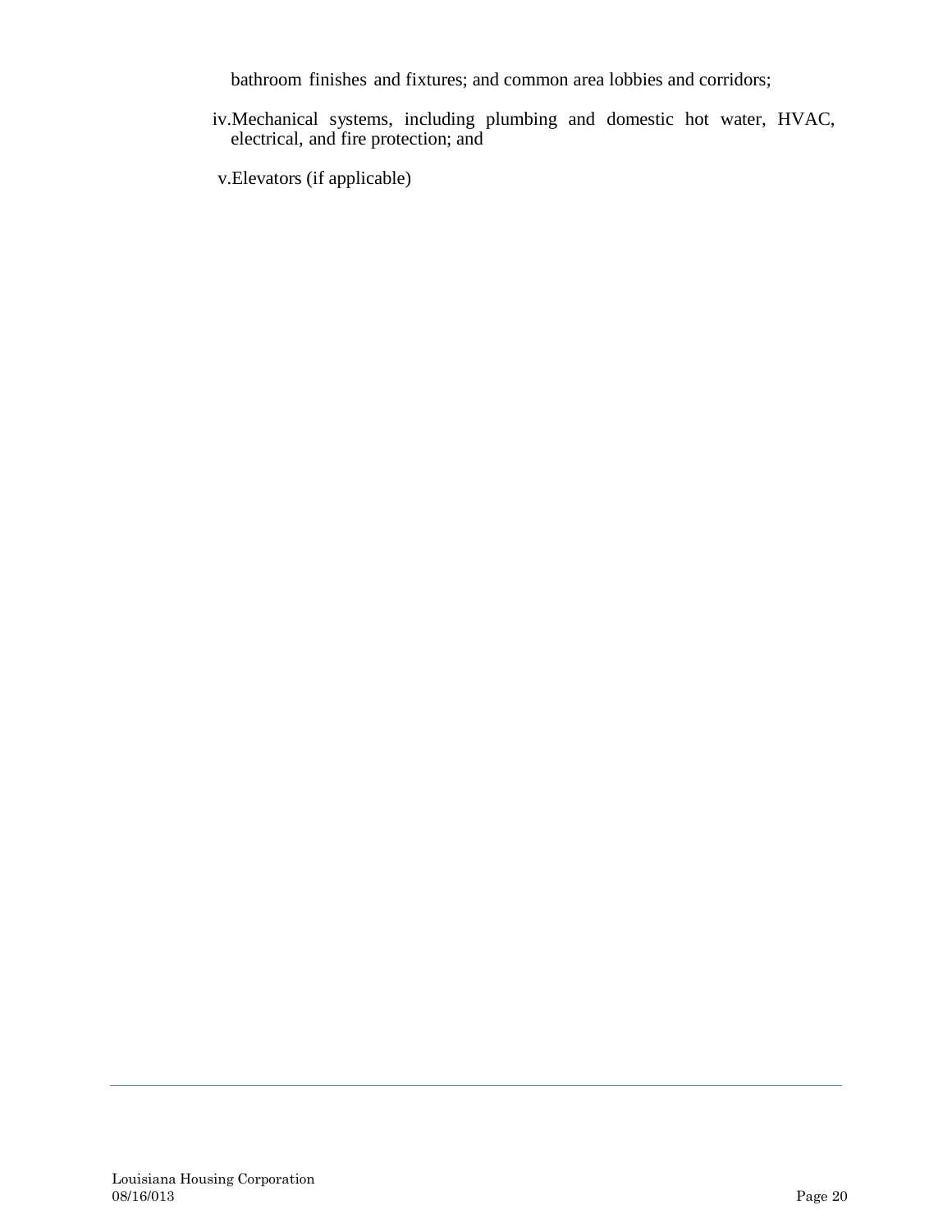bathroom finishes and fixtures; and common area lobbies and corridors;

iv. Mechanical systems, including plumbing and domestic hot water, HVAC, electrical, and fire protection; and

v. Elevators (if applicable)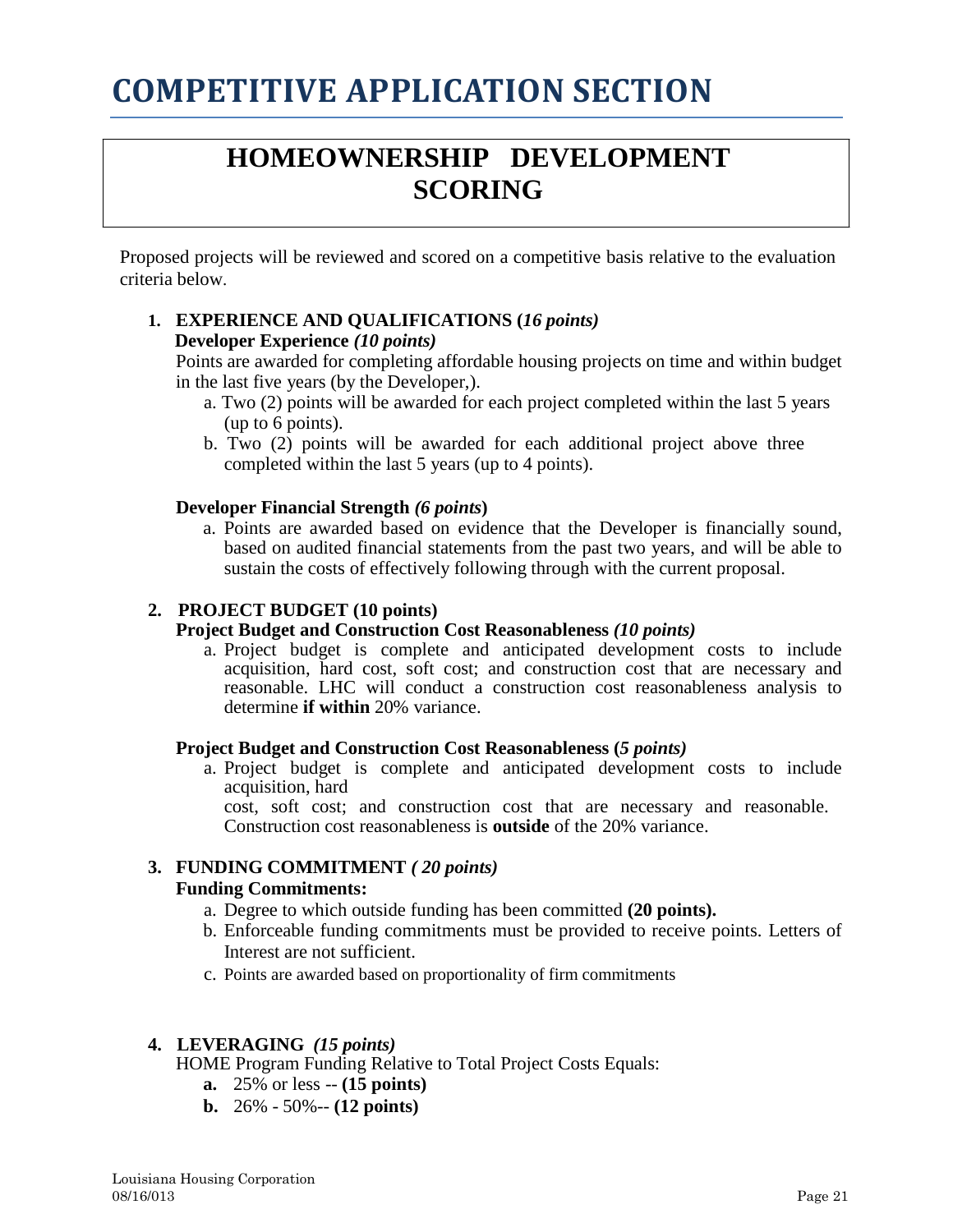# COMPETITIVE APPLICATION SECTION

## HOMEOWNERSHIP DEVELOPMENT SCORING

Proposed projects will be reviewed and scored on a competitive basis relative to the evaluation criteria below.

1. **EXPERIENCE AND QUALIFICATIONS (*16 points*)**

   **Developer Experience *(10 points)***

   Points are awarded for completing affordable housing projects on time and within budget in the last five years (by the Developer,).

   a. Two (2) points will be awarded for each project completed within the last 5 years (up to 6 points).

   b. Two (2) points will be awarded for each additional project above three completed within the last 5 years (up to 4 points).

   **Developer Financial Strength *(6 points*)**

   a. Points are awarded based on evidence that the Developer is financially sound, based on audited financial statements from the past two years, and will be able to sustain the costs of effectively following through with the current proposal.

2. **PROJECT BUDGET (10 points)**

   **Project Budget and Construction Cost Reasonableness *(10 points)***

   a. Project budget is complete and anticipated development costs to include acquisition, hard cost, soft cost; and construction cost that are necessary and reasonable. LHC will conduct a construction cost reasonableness analysis to determine **if within** 20% variance.

   **Project Budget and Construction Cost Reasonableness (*5 points)***

   a. Project budget is complete and anticipated development costs to include acquisition, hard
   cost, soft cost; and construction cost that are necessary and reasonable. Construction cost reasonableness is **outside** of the 20% variance.

3. **FUNDING COMMITMENT *( 20 points)***

   **Funding Commitments:**

   a. Degree to which outside funding has been committed **(20 points).**

   b. Enforceable funding commitments must be provided to receive points. Letters of Interest are not sufficient.

   c. Points are awarded based on proportionality of firm commitments

4. **LEVERAGING *(15 points)***

   HOME Program Funding Relative to Total Project Costs Equals:

   **a.** 25% or less -- **(15 points)**

   **b.** 26% - 50%-- **(12 points)**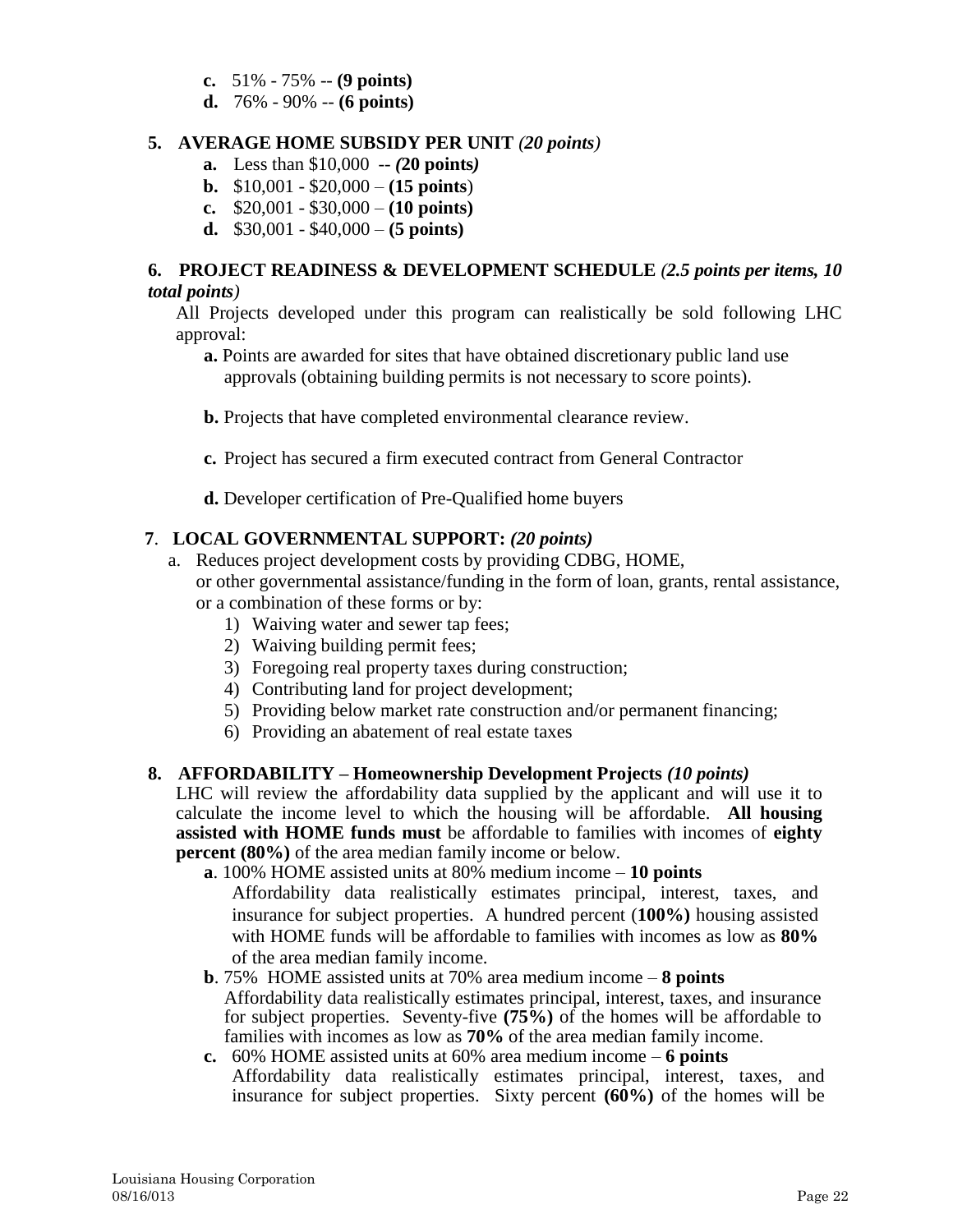- **c.** 51% - 75% -- **(9 points)**
- **d.** 76% - 90% -- **(6 points)**

**5. AVERAGE HOME SUBSIDY PER UNIT** *(20 points)*

- **a.** Less than $10,000 -- *(**20 points**)*
- **b.** $10,001 - $20,000 – (**15 points**)
- **c.** $20,001 - $30,000 – **(10 points)**
- **d.** $30,001 - $40,000 – **(5 points)**

**6. PROJECT READINESS & DEVELOPMENT SCHEDULE** *(**2.5 points per items, 10 total points**)*

All Projects developed under this program can realistically be sold following LHC approval:

**a.** Points are awarded for sites that have obtained discretionary public land use approvals (obtaining building permits is not necessary to score points).

**b.** Projects that have completed environmental clearance review.

**c.** Project has secured a firm executed contract from General Contractor

**d.** Developer certification of Pre-Qualified home buyers

**7. LOCAL GOVERNMENTAL SUPPORT:** ***(20 points)***

a. Reduces project development costs by providing CDBG, HOME, or other governmental assistance/funding in the form of loan, grants, rental assistance, or a combination of these forms or by:

1) Waiving water and sewer tap fees;
2) Waiving building permit fees;
3) Foregoing real property taxes during construction;
4) Contributing land for project development;
5) Providing below market rate construction and/or permanent financing;
6) Providing an abatement of real estate taxes

**8. AFFORDABILITY – Homeownership Development Projects** ***(10 points)***

LHC will review the affordability data supplied by the applicant and will use it to calculate the income level to which the housing will be affordable. **All housing assisted with HOME funds must** be affordable to families with incomes of **eighty percent (80%)** of the area median family income or below.

**a**. 100% HOME assisted units at 80% medium income – **10 points**
Affordability data realistically estimates principal, interest, taxes, and insurance for subject properties. A hundred percent (**100%)** housing assisted with HOME funds will be affordable to families with incomes as low as **80%** of the area median family income.

**b**. 75% HOME assisted units at 70% area medium income – **8 points**
Affordability data realistically estimates principal, interest, taxes, and insurance for subject properties. Seventy-five **(75%)** of the homes will be affordable to families with incomes as low as **70%** of the area median family income.

**c.** 60% HOME assisted units at 60% area medium income – **6 points**
Affordability data realistically estimates principal, interest, taxes, and insurance for subject properties. Sixty percent **(60%)** of the homes will be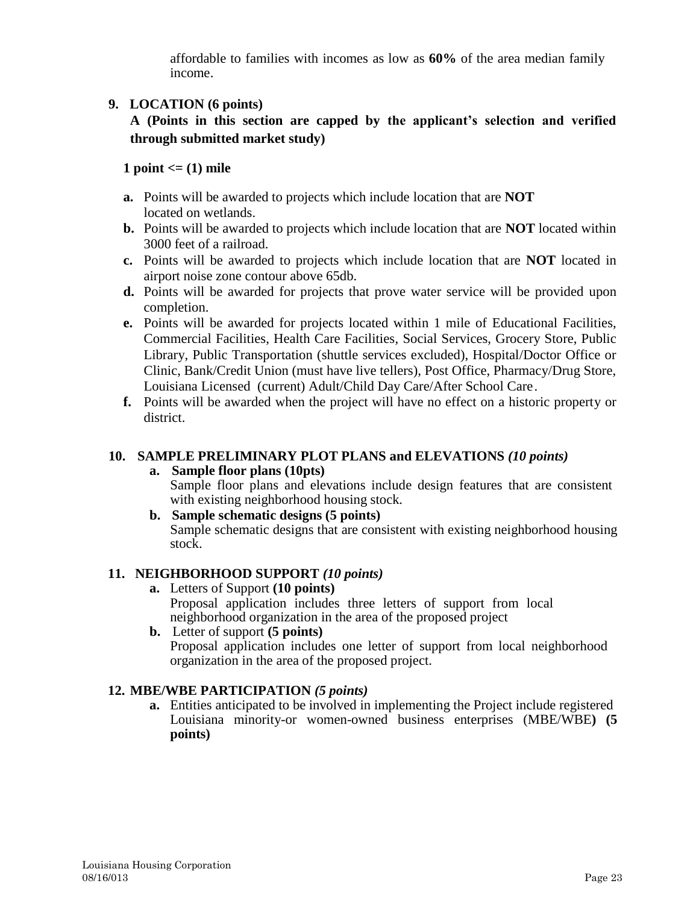affordable to families with incomes as low as **60%** of the area median family income.

**9. LOCATION (6 points)**

**A (Points in this section are capped by the applicant's selection and verified through submitted market study)**

**1 point <= (1) mile**

- **a.** Points will be awarded to projects which include location that are **NOT** located on wetlands.
- **b.** Points will be awarded to projects which include location that are **NOT** located within 3000 feet of a railroad.
- **c.** Points will be awarded to projects which include location that are **NOT** located in airport noise zone contour above 65db.
- **d.** Points will be awarded for projects that prove water service will be provided upon completion.
- **e.** Points will be awarded for projects located within 1 mile of Educational Facilities, Commercial Facilities, Health Care Facilities, Social Services, Grocery Store, Public Library, Public Transportation (shuttle services excluded), Hospital/Doctor Office or Clinic, Bank/Credit Union (must have live tellers), Post Office, Pharmacy/Drug Store, Louisiana Licensed (current) Adult/Child Day Care/After School Care.
- **f.** Points will be awarded when the project will have no effect on a historic property or district.

**10. SAMPLE PRELIMINARY PLOT PLANS and ELEVATIONS** ***(10 points)***

- **a. Sample floor plans (10pts)**
  Sample floor plans and elevations include design features that are consistent with existing neighborhood housing stock.
- **b. Sample schematic designs (5 points)**
  Sample schematic designs that are consistent with existing neighborhood housing stock.

**11. NEIGHBORHOOD SUPPORT** ***(10 points)***

- **a.** Letters of Support **(10 points)**
  Proposal application includes three letters of support from local neighborhood organization in the area of the proposed project
- **b.** Letter of support **(5 points)**
  Proposal application includes one letter of support from local neighborhood organization in the area of the proposed project.

**12. MBE/WBE PARTICIPATION** ***(5 points)***

- **a.** Entities anticipated to be involved in implementing the Project include registered Louisiana minority-or women-owned business enterprises (MBE/WBE**) (5 points)**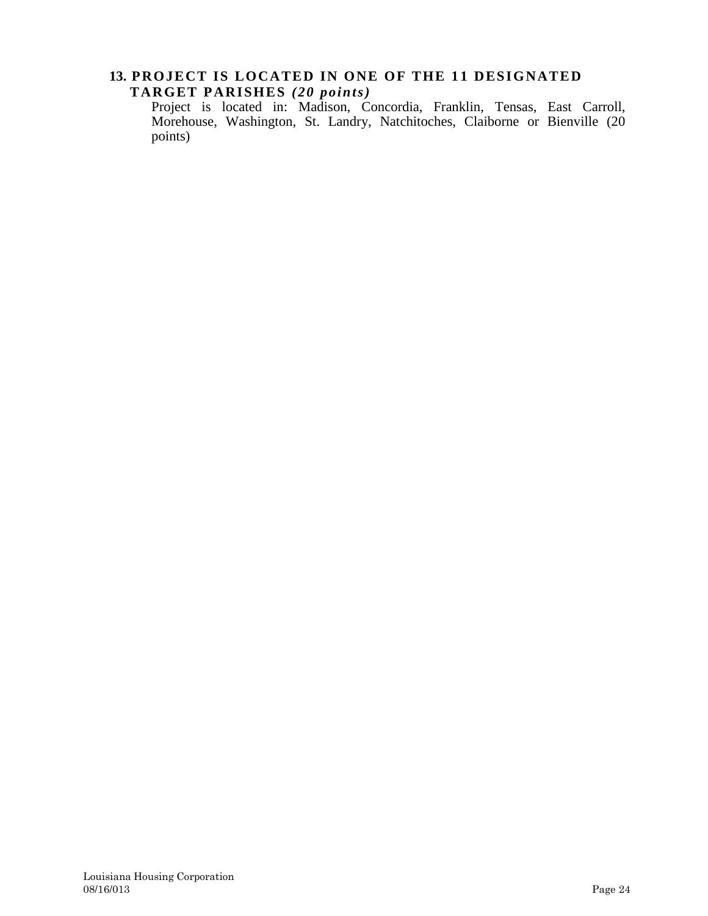### 13. PROJECT IS LOCATED IN ONE OF THE 11 DESIGNATED TARGET PARISHES *(20 points)*

Project is located in: Madison, Concordia, Franklin, Tensas, East Carroll, Morehouse, Washington, St. Landry, Natchitoches, Claiborne or Bienville (20 points)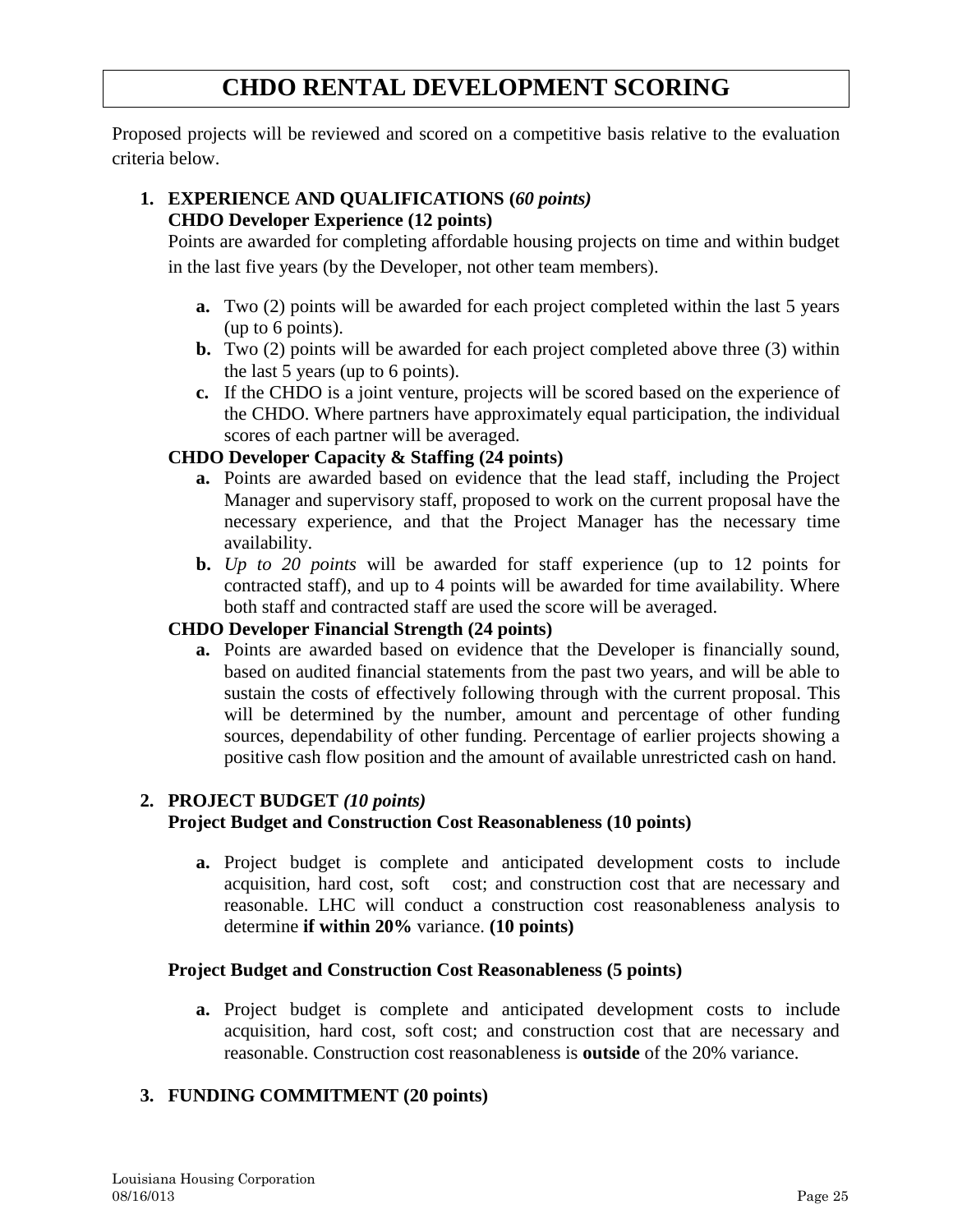# CHDO RENTAL DEVELOPMENT SCORING

Proposed projects will be reviewed and scored on a competitive basis relative to the evaluation criteria below.

1. **EXPERIENCE AND QUALIFICATIONS (*60 points)***

   **CHDO Developer Experience (12 points)**

   Points are awarded for completing affordable housing projects on time and within budget in the last five years (by the Developer, not other team members).

   - **a.** Two (2) points will be awarded for each project completed within the last 5 years (up to 6 points).
   - **b.** Two (2) points will be awarded for each project completed above three (3) within the last 5 years (up to 6 points).
   - **c.** If the CHDO is a joint venture, projects will be scored based on the experience of the CHDO. Where partners have approximately equal participation, the individual scores of each partner will be averaged.

   **CHDO Developer Capacity & Staffing (24 points)**

   - **a.** Points are awarded based on evidence that the lead staff, including the Project Manager and supervisory staff, proposed to work on the current proposal have the necessary experience, and that the Project Manager has the necessary time availability.
   - **b.** *Up to 20 points* will be awarded for staff experience (up to 12 points for contracted staff), and up to 4 points will be awarded for time availability. Where both staff and contracted staff are used the score will be averaged.

   **CHDO Developer Financial Strength (24 points)**

   - **a.** Points are awarded based on evidence that the Developer is financially sound, based on audited financial statements from the past two years, and will be able to sustain the costs of effectively following through with the current proposal. This will be determined by the number, amount and percentage of other funding sources, dependability of other funding. Percentage of earlier projects showing a positive cash flow position and the amount of available unrestricted cash on hand.

2. **PROJECT BUDGET *(10 points)***

   **Project Budget and Construction Cost Reasonableness (10 points)**

   - **a.** Project budget is complete and anticipated development costs to include acquisition, hard cost, soft cost; and construction cost that are necessary and reasonable. LHC will conduct a construction cost reasonableness analysis to determine **if within 20%** variance. **(10 points)**

   **Project Budget and Construction Cost Reasonableness (5 points)**

   - **a.** Project budget is complete and anticipated development costs to include acquisition, hard cost, soft cost; and construction cost that are necessary and reasonable. Construction cost reasonableness is **outside** of the 20% variance.

3. **FUNDING COMMITMENT (20 points)**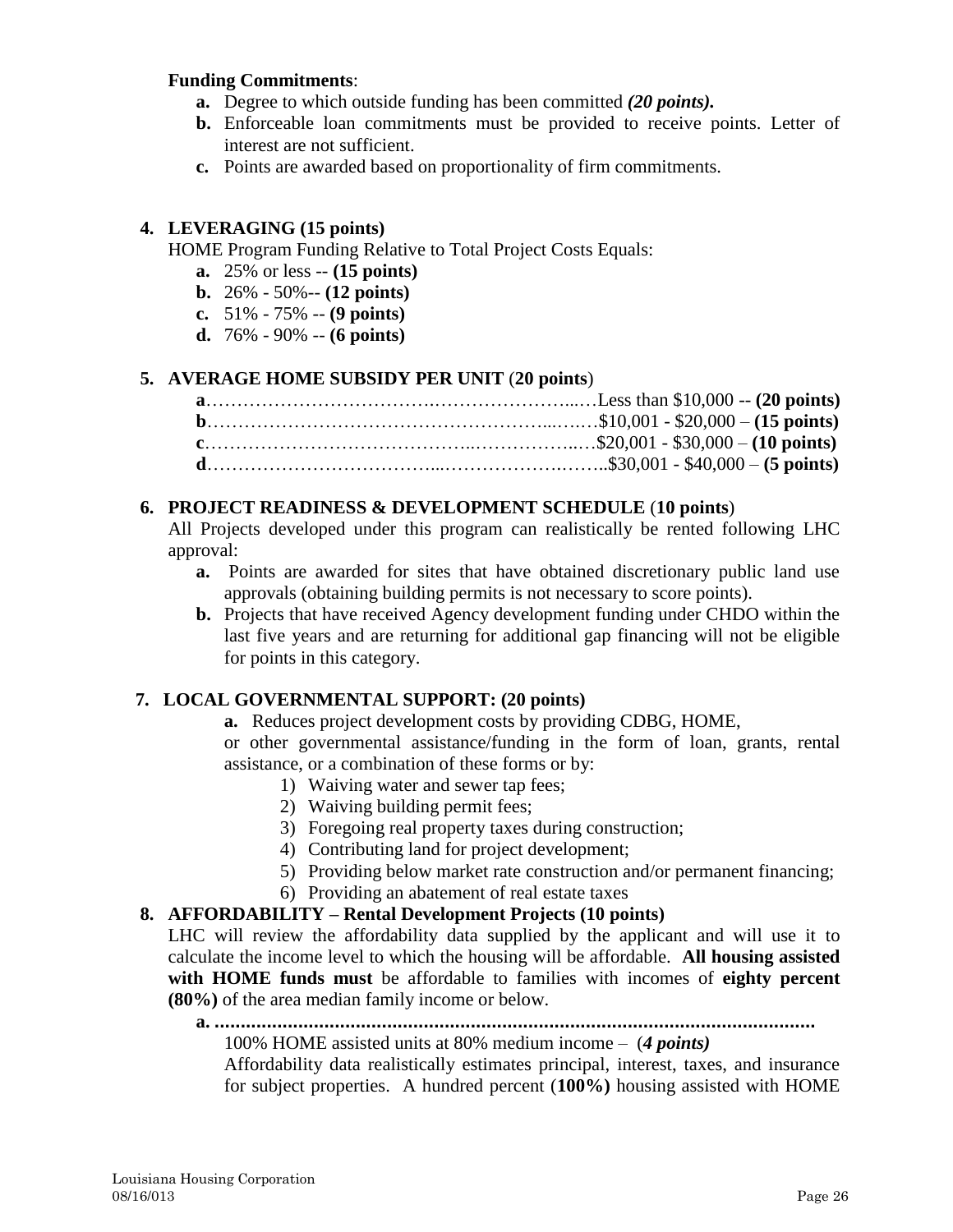**Funding Commitments**:

- **a.** Degree to which outside funding has been committed ***(20 points).***
- **b.** Enforceable loan commitments must be provided to receive points. Letter of interest are not sufficient.
- **c.** Points are awarded based on proportionality of firm commitments.

**4. LEVERAGING (15 points)**

HOME Program Funding Relative to Total Project Costs Equals:

- **a.** 25% or less -- **(15 points)**
- **b.** 26% - 50%-- **(12 points)**
- **c.** 51% - 75% -- **(9 points)**
- **d.** 76% - 90% -- **(6 points)**

**5. AVERAGE HOME SUBSIDY PER UNIT** (**20 points**)

- **a**……………………………….…………………...…Less than $10,000 -- **(20 points)**
- **b**…………………………………………………...….…$10,001 - $20,000 – **(15 points)**
- **c**……………………………………..……………..…$20,001 - $30,000 – **(10 points)**
- **d**………………………………...……………….……..$30,001 - $40,000 – **(5 points)**

**6. PROJECT READINESS & DEVELOPMENT SCHEDULE** (**10 points**)

All Projects developed under this program can realistically be rented following LHC approval:

- **a.** Points are awarded for sites that have obtained discretionary public land use approvals (obtaining building permits is not necessary to score points).
- **b.** Projects that have received Agency development funding under CHDO within the last five years and are returning for additional gap financing will not be eligible for points in this category.

**7. LOCAL GOVERNMENTAL SUPPORT: (20 points)**

**a.** Reduces project development costs by providing CDBG, HOME, or other governmental assistance/funding in the form of loan, grants, rental assistance, or a combination of these forms or by:

1) Waiving water and sewer tap fees;
2) Waiving building permit fees;
3) Foregoing real property taxes during construction;
4) Contributing land for project development;
5) Providing below market rate construction and/or permanent financing;
6) Providing an abatement of real estate taxes

**8. AFFORDABILITY – Rental Development Projects (10 points)**

LHC will review the affordability data supplied by the applicant and will use it to calculate the income level to which the housing will be affordable. **All housing assisted with HOME funds must** be affordable to families with incomes of **eighty percent (80%)** of the area median family income or below.

**a. .................................................................................................................**

100% HOME assisted units at 80% medium income – (***4 points)***

Affordability data realistically estimates principal, interest, taxes, and insurance for subject properties. A hundred percent (**100%)** housing assisted with HOME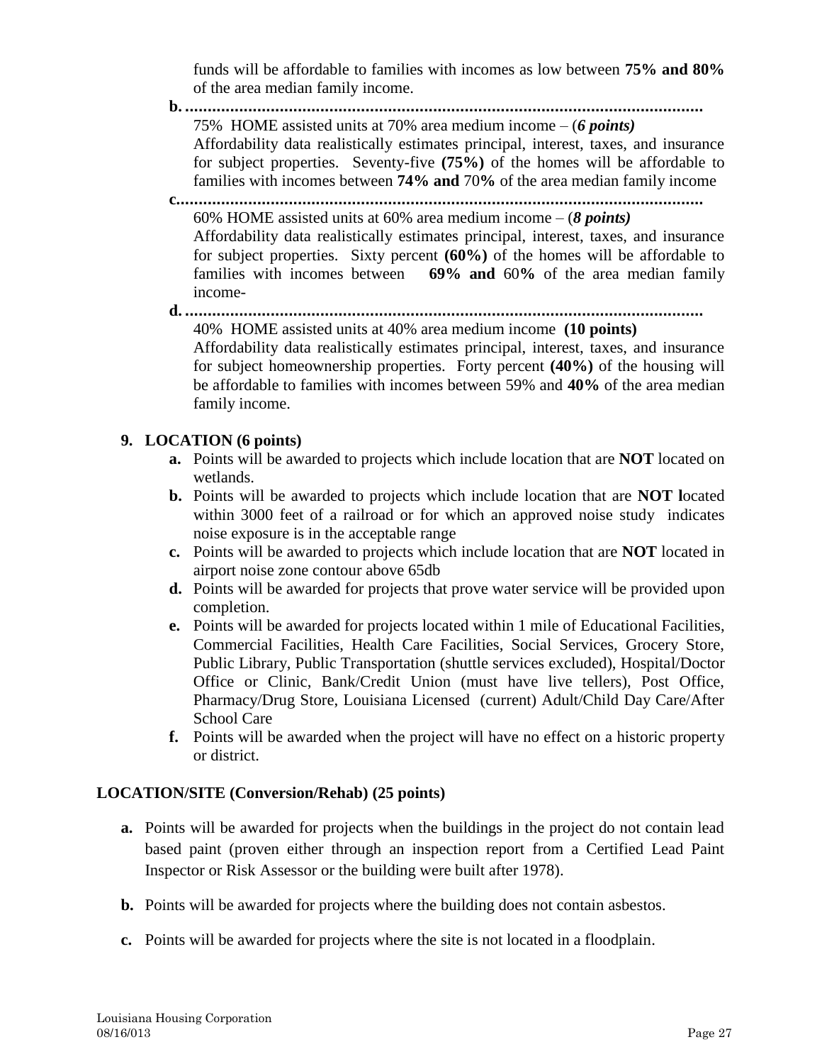funds will be affordable to families with incomes as low between **75% and 80%** of the area median family income.

**b. .................................................................................................................**

75% HOME assisted units at 70% area medium income – (***6 points)***

Affordability data realistically estimates principal, interest, taxes, and insurance for subject properties. Seventy-five **(75%)** of the homes will be affordable to families with incomes between **74% and** 70**%** of the area median family income

**c.................................................................................................................**

60% HOME assisted units at 60% area medium income – (***8 points)***

Affordability data realistically estimates principal, interest, taxes, and insurance for subject properties. Sixty percent **(60%)** of the homes will be affordable to families with incomes between **69% and** 60**%** of the area median family income-

**d. .................................................................................................................**

40% HOME assisted units at 40% area medium income **(10 points)**

Affordability data realistically estimates principal, interest, taxes, and insurance for subject homeownership properties. Forty percent **(40%)** of the housing will be affordable to families with incomes between 59% and **40%** of the area median family income.

**9. LOCATION (6 points)**

- **a.** Points will be awarded to projects which include location that are **NOT** located on wetlands.
- **b.** Points will be awarded to projects which include location that are **NOT l**ocated within 3000 feet of a railroad or for which an approved noise study indicates noise exposure is in the acceptable range
- **c.** Points will be awarded to projects which include location that are **NOT** located in airport noise zone contour above 65db
- **d.** Points will be awarded for projects that prove water service will be provided upon completion.
- **e.** Points will be awarded for projects located within 1 mile of Educational Facilities, Commercial Facilities, Health Care Facilities, Social Services, Grocery Store, Public Library, Public Transportation (shuttle services excluded), Hospital/Doctor Office or Clinic, Bank/Credit Union (must have live tellers), Post Office, Pharmacy/Drug Store, Louisiana Licensed (current) Adult/Child Day Care/After School Care
- **f.** Points will be awarded when the project will have no effect on a historic property or district.

**LOCATION/SITE (Conversion/Rehab) (25 points)**

- **a.** Points will be awarded for projects when the buildings in the project do not contain lead based paint (proven either through an inspection report from a Certified Lead Paint Inspector or Risk Assessor or the building were built after 1978).
- **b.** Points will be awarded for projects where the building does not contain asbestos.
- **c.** Points will be awarded for projects where the site is not located in a floodplain.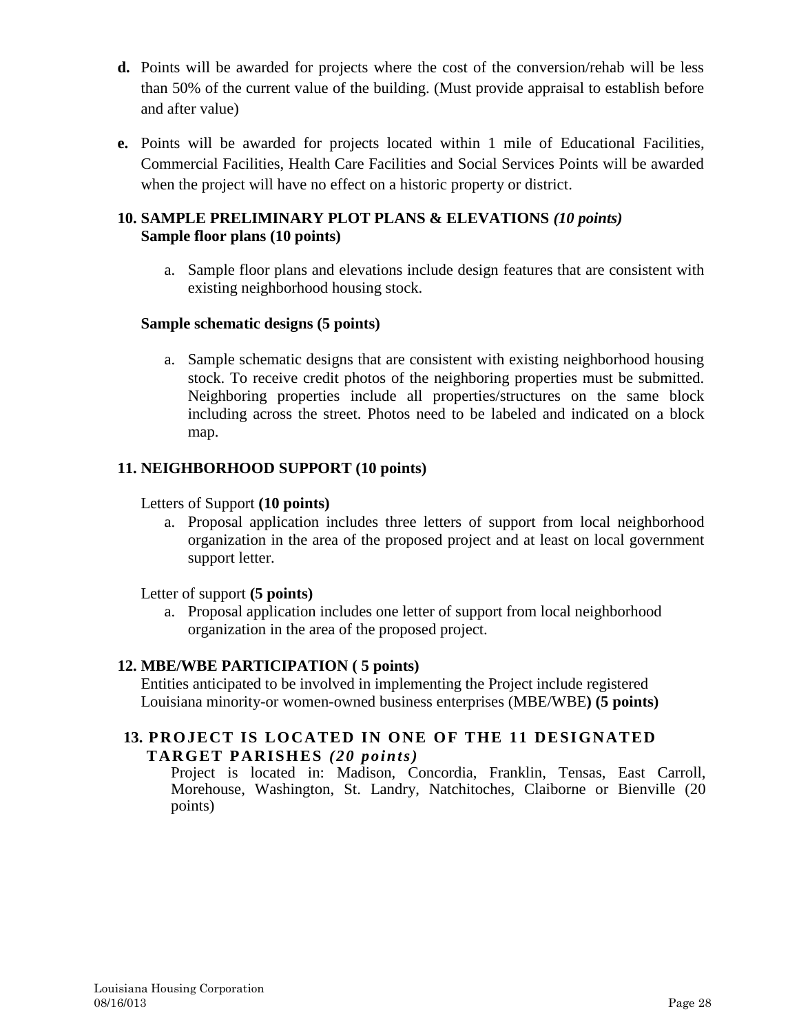**d.** Points will be awarded for projects where the cost of the conversion/rehab will be less than 50% of the current value of the building. (Must provide appraisal to establish before and after value)

**e.** Points will be awarded for projects located within 1 mile of Educational Facilities, Commercial Facilities, Health Care Facilities and Social Services Points will be awarded when the project will have no effect on a historic property or district.

**10. SAMPLE PRELIMINARY PLOT PLANS & ELEVATIONS *(10 points)***
**Sample floor plans (10 points)**

a. Sample floor plans and elevations include design features that are consistent with existing neighborhood housing stock.

**Sample schematic designs (5 points)**

a. Sample schematic designs that are consistent with existing neighborhood housing stock. To receive credit photos of the neighboring properties must be submitted. Neighboring properties include all properties/structures on the same block including across the street. Photos need to be labeled and indicated on a block map.

**11. NEIGHBORHOOD SUPPORT (10 points)**

Letters of Support **(10 points)**

a. Proposal application includes three letters of support from local neighborhood organization in the area of the proposed project and at least on local government support letter.

Letter of support **(5 points)**

a. Proposal application includes one letter of support from local neighborhood organization in the area of the proposed project.

**12. MBE/WBE PARTICIPATION ( 5 points)**

Entities anticipated to be involved in implementing the Project include registered Louisiana minority-or women-owned business enterprises (MBE/WBE**) (5 points)**

**13. PROJECT IS LOCATED IN ONE OF THE 11 DESIGNATED TARGET PARISHES *(20 points)***

Project is located in: Madison, Concordia, Franklin, Tensas, East Carroll, Morehouse, Washington, St. Landry, Natchitoches, Claiborne or Bienville (20 points)